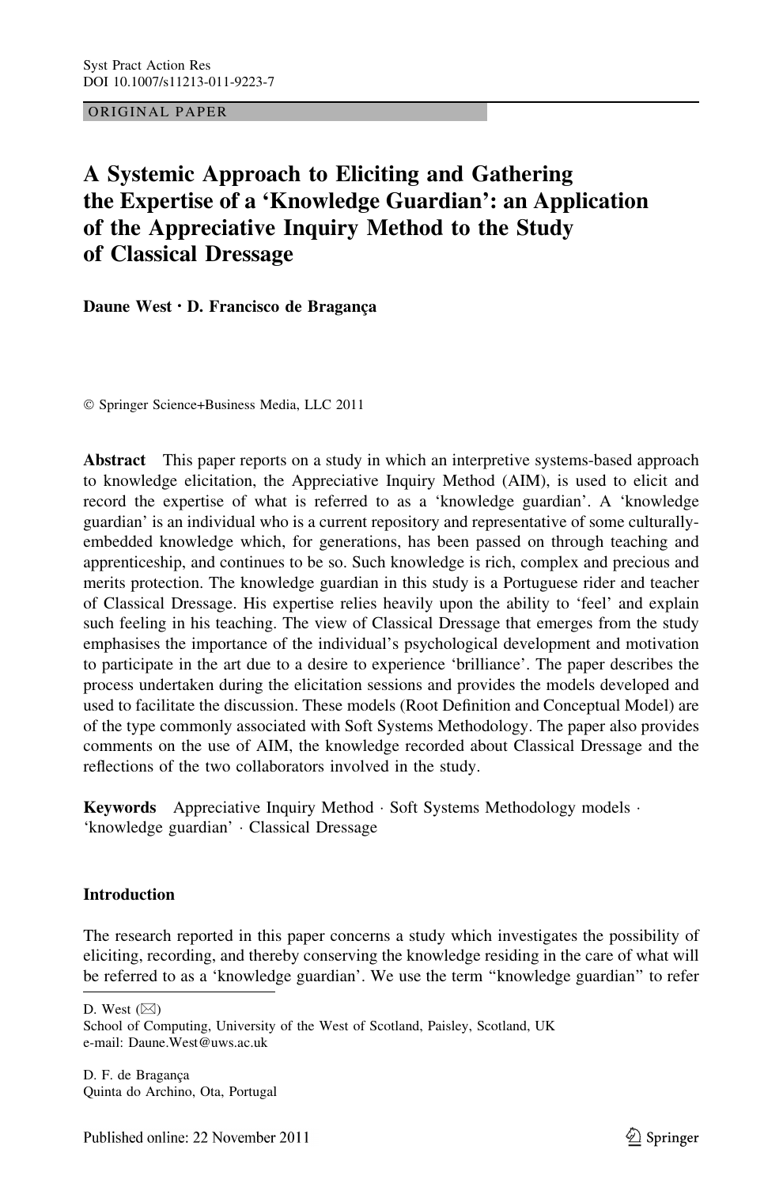ORIGINAL PAPER

# A Systemic Approach to Eliciting and Gathering the Expertise of a 'Knowledge Guardian': an Application of the Appreciative Inquiry Method to the Study of Classical Dressage

**Daune West · D. Francisco de Bragança**

© Springer Science+Business Media, LLC 2011

**Abstract** This paper reports on a study in which an interpretive systems-based approach to knowledge elicitation, the Appreciative Inquiry Method (AIM), is used to elicit and record the expertise of what is referred to as a 'knowledge guardian'. A 'knowledge guardian' is an individual who is a current repository and representative of some culturally-embedded knowledge which, for generations, has been passed on through teaching and apprenticeship, and continues to be so. Such knowledge is rich, complex and precious and merits protection. The knowledge guardian in this study is a Portuguese rider and teacher of Classical Dressage. His expertise relies heavily upon the ability to 'feel' and explain such feeling in his teaching. The view of Classical Dressage that emerges from the study emphasises the importance of the individual's psychological development and motivation to participate in the art due to a desire to experience 'brilliance'. The paper describes the process undertaken during the elicitation sessions and provides the models developed and used to facilitate the discussion. These models (Root Definition and Conceptual Model) are of the type commonly associated with Soft Systems Methodology. The paper also provides comments on the use of AIM, the knowledge recorded about Classical Dressage and the reflections of the two collaborators involved in the study.

**Keywords** Appreciative Inquiry Method · Soft Systems Methodology models · 'knowledge guardian' · Classical Dressage

## Introduction

The research reported in this paper concerns a study which investigates the possibility of eliciting, recording, and thereby conserving the knowledge residing in the care of what will be referred to as a 'knowledge guardian'. We use the term "knowledge guardian" to refer

---

D. West (✉)
School of Computing, University of the West of Scotland, Paisley, Scotland, UK
e-mail: Daune.West@uws.ac.uk

D. F. de Bragança
Quinta do Archino, Ota, Portugal

Published online: 22 November 2011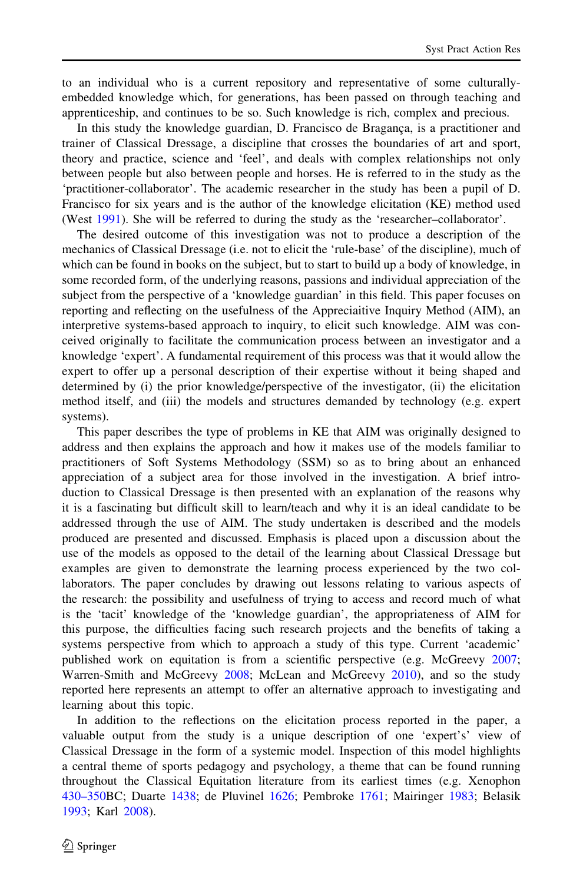to an individual who is a current repository and representative of some culturally-embedded knowledge which, for generations, has been passed on through teaching and apprenticeship, and continues to be so. Such knowledge is rich, complex and precious.

In this study the knowledge guardian, D. Francisco de Bragança, is a practitioner and trainer of Classical Dressage, a discipline that crosses the boundaries of art and sport, theory and practice, science and 'feel', and deals with complex relationships not only between people but also between people and horses. He is referred to in the study as the 'practitioner-collaborator'. The academic researcher in the study has been a pupil of D. Francisco for six years and is the author of the knowledge elicitation (KE) method used (West 1991). She will be referred to during the study as the 'researcher–collaborator'.

The desired outcome of this investigation was not to produce a description of the mechanics of Classical Dressage (i.e. not to elicit the 'rule-base' of the discipline), much of which can be found in books on the subject, but to start to build up a body of knowledge, in some recorded form, of the underlying reasons, passions and individual appreciation of the subject from the perspective of a 'knowledge guardian' in this field. This paper focuses on reporting and reflecting on the usefulness of the Appreciaitive Inquiry Method (AIM), an interpretive systems-based approach to inquiry, to elicit such knowledge. AIM was conceived originally to facilitate the communication process between an investigator and a knowledge 'expert'. A fundamental requirement of this process was that it would allow the expert to offer up a personal description of their expertise without it being shaped and determined by (i) the prior knowledge/perspective of the investigator, (ii) the elicitation method itself, and (iii) the models and structures demanded by technology (e.g. expert systems).

This paper describes the type of problems in KE that AIM was originally designed to address and then explains the approach and how it makes use of the models familiar to practitioners of Soft Systems Methodology (SSM) so as to bring about an enhanced appreciation of a subject area for those involved in the investigation. A brief introduction to Classical Dressage is then presented with an explanation of the reasons why it is a fascinating but difficult skill to learn/teach and why it is an ideal candidate to be addressed through the use of AIM. The study undertaken is described and the models produced are presented and discussed. Emphasis is placed upon a discussion about the use of the models as opposed to the detail of the learning about Classical Dressage but examples are given to demonstrate the learning process experienced by the two collaborators. The paper concludes by drawing out lessons relating to various aspects of the research: the possibility and usefulness of trying to access and record much of what is the 'tacit' knowledge of the 'knowledge guardian', the appropriateness of AIM for this purpose, the difficulties facing such research projects and the benefits of taking a systems perspective from which to approach a study of this type. Current 'academic' published work on equitation is from a scientific perspective (e.g. McGreevy 2007; Warren-Smith and McGreevy 2008; McLean and McGreevy 2010), and so the study reported here represents an attempt to offer an alternative approach to investigating and learning about this topic.

In addition to the reflections on the elicitation process reported in the paper, a valuable output from the study is a unique description of one 'expert's' view of Classical Dressage in the form of a systemic model. Inspection of this model highlights a central theme of sports pedagogy and psychology, a theme that can be found running throughout the Classical Equitation literature from its earliest times (e.g. Xenophon 430–350BC; Duarte 1438; de Pluvinel 1626; Pembroke 1761; Mairinger 1983; Belasik 1993; Karl 2008).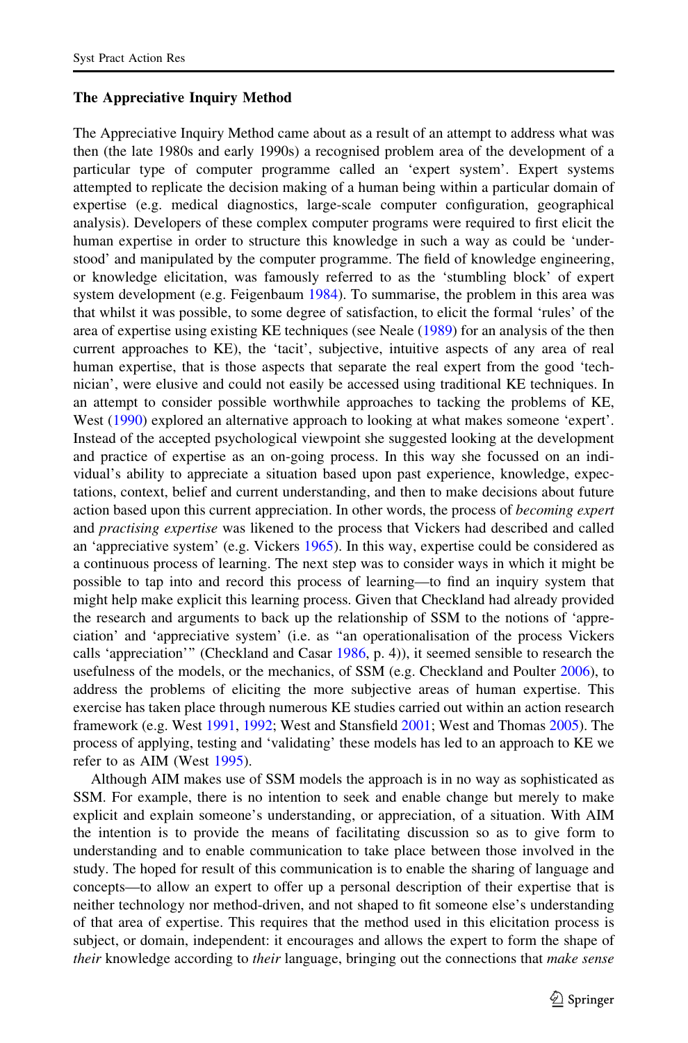### The Appreciative Inquiry Method

The Appreciative Inquiry Method came about as a result of an attempt to address what was then (the late 1980s and early 1990s) a recognised problem area of the development of a particular type of computer programme called an 'expert system'. Expert systems attempted to replicate the decision making of a human being within a particular domain of expertise (e.g. medical diagnostics, large-scale computer configuration, geographical analysis). Developers of these complex computer programs were required to first elicit the human expertise in order to structure this knowledge in such a way as could be 'understood' and manipulated by the computer programme. The field of knowledge engineering, or knowledge elicitation, was famously referred to as the 'stumbling block' of expert system development (e.g. Feigenbaum 1984). To summarise, the problem in this area was that whilst it was possible, to some degree of satisfaction, to elicit the formal 'rules' of the area of expertise using existing KE techniques (see Neale (1989) for an analysis of the then current approaches to KE), the 'tacit', subjective, intuitive aspects of any area of real human expertise, that is those aspects that separate the real expert from the good 'technician', were elusive and could not easily be accessed using traditional KE techniques. In an attempt to consider possible worthwhile approaches to tacking the problems of KE, West (1990) explored an alternative approach to looking at what makes someone 'expert'. Instead of the accepted psychological viewpoint she suggested looking at the development and practice of expertise as an on-going process. In this way she focussed on an individual's ability to appreciate a situation based upon past experience, knowledge, expectations, context, belief and current understanding, and then to make decisions about future action based upon this current appreciation. In other words, the process of *becoming expert* and *practising expertise* was likened to the process that Vickers had described and called an 'appreciative system' (e.g. Vickers 1965). In this way, expertise could be considered as a continuous process of learning. The next step was to consider ways in which it might be possible to tap into and record this process of learning—to find an inquiry system that might help make explicit this learning process. Given that Checkland had already provided the research and arguments to back up the relationship of SSM to the notions of 'appreciation' and 'appreciative system' (i.e. as "an operationalisation of the process Vickers calls 'appreciation'" (Checkland and Casar 1986, p. 4)), it seemed sensible to research the usefulness of the models, or the mechanics, of SSM (e.g. Checkland and Poulter 2006), to address the problems of eliciting the more subjective areas of human expertise. This exercise has taken place through numerous KE studies carried out within an action research framework (e.g. West 1991, 1992; West and Stansfield 2001; West and Thomas 2005). The process of applying, testing and 'validating' these models has led to an approach to KE we refer to as AIM (West 1995).

Although AIM makes use of SSM models the approach is in no way as sophisticated as SSM. For example, there is no intention to seek and enable change but merely to make explicit and explain someone's understanding, or appreciation, of a situation. With AIM the intention is to provide the means of facilitating discussion so as to give form to understanding and to enable communication to take place between those involved in the study. The hoped for result of this communication is to enable the sharing of language and concepts—to allow an expert to offer up a personal description of their expertise that is neither technology nor method-driven, and not shaped to fit someone else's understanding of that area of expertise. This requires that the method used in this elicitation process is subject, or domain, independent: it encourages and allows the expert to form the shape of *their* knowledge according to *their* language, bringing out the connections that *make sense*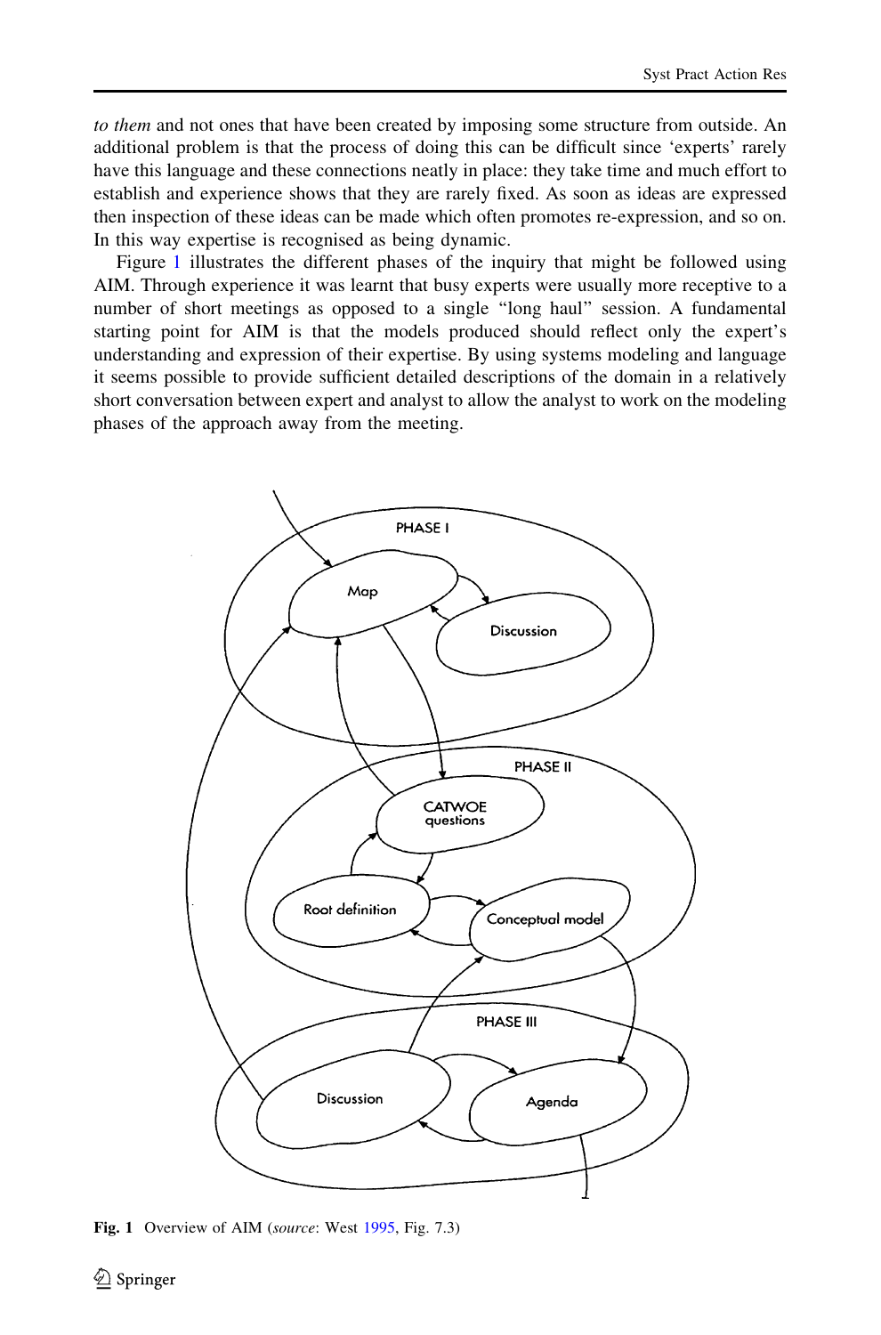*to them* and not ones that have been created by imposing some structure from outside. An additional problem is that the process of doing this can be difficult since 'experts' rarely have this language and these connections neatly in place: they take time and much effort to establish and experience shows that they are rarely fixed. As soon as ideas are expressed then inspection of these ideas can be made which often promotes re-expression, and so on. In this way expertise is recognised as being dynamic.

Figure 1 illustrates the different phases of the inquiry that might be followed using AIM. Through experience it was learnt that busy experts were usually more receptive to a number of short meetings as opposed to a single "long haul" session. A fundamental starting point for AIM is that the models produced should reflect only the expert's understanding and expression of their expertise. By using systems modeling and language it seems possible to provide sufficient detailed descriptions of the domain in a relatively short conversation between expert and analyst to allow the analyst to work on the modeling phases of the approach away from the meeting.

**Fig. 1** Overview of AIM (*source*: West 1995, Fig. 7.3)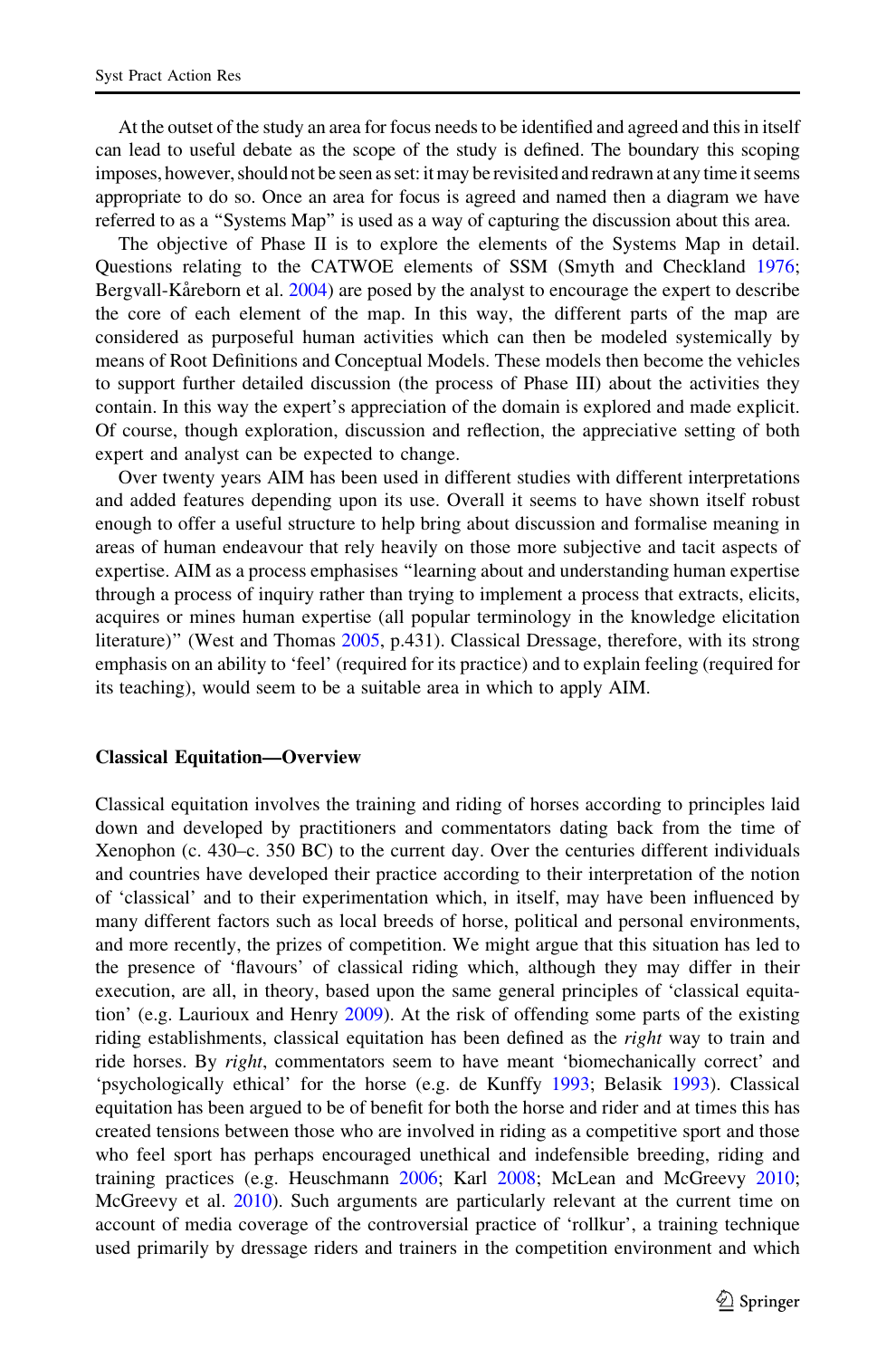At the outset of the study an area for focus needs to be identified and agreed and this in itself can lead to useful debate as the scope of the study is defined. The boundary this scoping imposes, however, should not be seen as set: it may be revisited and redrawn at any time it seems appropriate to do so. Once an area for focus is agreed and named then a diagram we have referred to as a "Systems Map" is used as a way of capturing the discussion about this area.

The objective of Phase II is to explore the elements of the Systems Map in detail. Questions relating to the CATWOE elements of SSM (Smyth and Checkland 1976; Bergvall-Kåreborn et al. 2004) are posed by the analyst to encourage the expert to describe the core of each element of the map. In this way, the different parts of the map are considered as purposeful human activities which can then be modeled systemically by means of Root Definitions and Conceptual Models. These models then become the vehicles to support further detailed discussion (the process of Phase III) about the activities they contain. In this way the expert's appreciation of the domain is explored and made explicit. Of course, though exploration, discussion and reflection, the appreciative setting of both expert and analyst can be expected to change.

Over twenty years AIM has been used in different studies with different interpretations and added features depending upon its use. Overall it seems to have shown itself robust enough to offer a useful structure to help bring about discussion and formalise meaning in areas of human endeavour that rely heavily on those more subjective and tacit aspects of expertise. AIM as a process emphasises "learning about and understanding human expertise through a process of inquiry rather than trying to implement a process that extracts, elicits, acquires or mines human expertise (all popular terminology in the knowledge elicitation literature)" (West and Thomas 2005, p.431). Classical Dressage, therefore, with its strong emphasis on an ability to 'feel' (required for its practice) and to explain feeling (required for its teaching), would seem to be a suitable area in which to apply AIM.

## Classical Equitation—Overview

Classical equitation involves the training and riding of horses according to principles laid down and developed by practitioners and commentators dating back from the time of Xenophon (c. 430–c. 350 BC) to the current day. Over the centuries different individuals and countries have developed their practice according to their interpretation of the notion of 'classical' and to their experimentation which, in itself, may have been influenced by many different factors such as local breeds of horse, political and personal environments, and more recently, the prizes of competition. We might argue that this situation has led to the presence of 'flavours' of classical riding which, although they may differ in their execution, are all, in theory, based upon the same general principles of 'classical equitation' (e.g. Laurioux and Henry 2009). At the risk of offending some parts of the existing riding establishments, classical equitation has been defined as the *right* way to train and ride horses. By *right*, commentators seem to have meant 'biomechanically correct' and 'psychologically ethical' for the horse (e.g. de Kunffy 1993; Belasik 1993). Classical equitation has been argued to be of benefit for both the horse and rider and at times this has created tensions between those who are involved in riding as a competitive sport and those who feel sport has perhaps encouraged unethical and indefensible breeding, riding and training practices (e.g. Heuschmann 2006; Karl 2008; McLean and McGreevy 2010; McGreevy et al. 2010). Such arguments are particularly relevant at the current time on account of media coverage of the controversial practice of 'rollkur', a training technique used primarily by dressage riders and trainers in the competition environment and which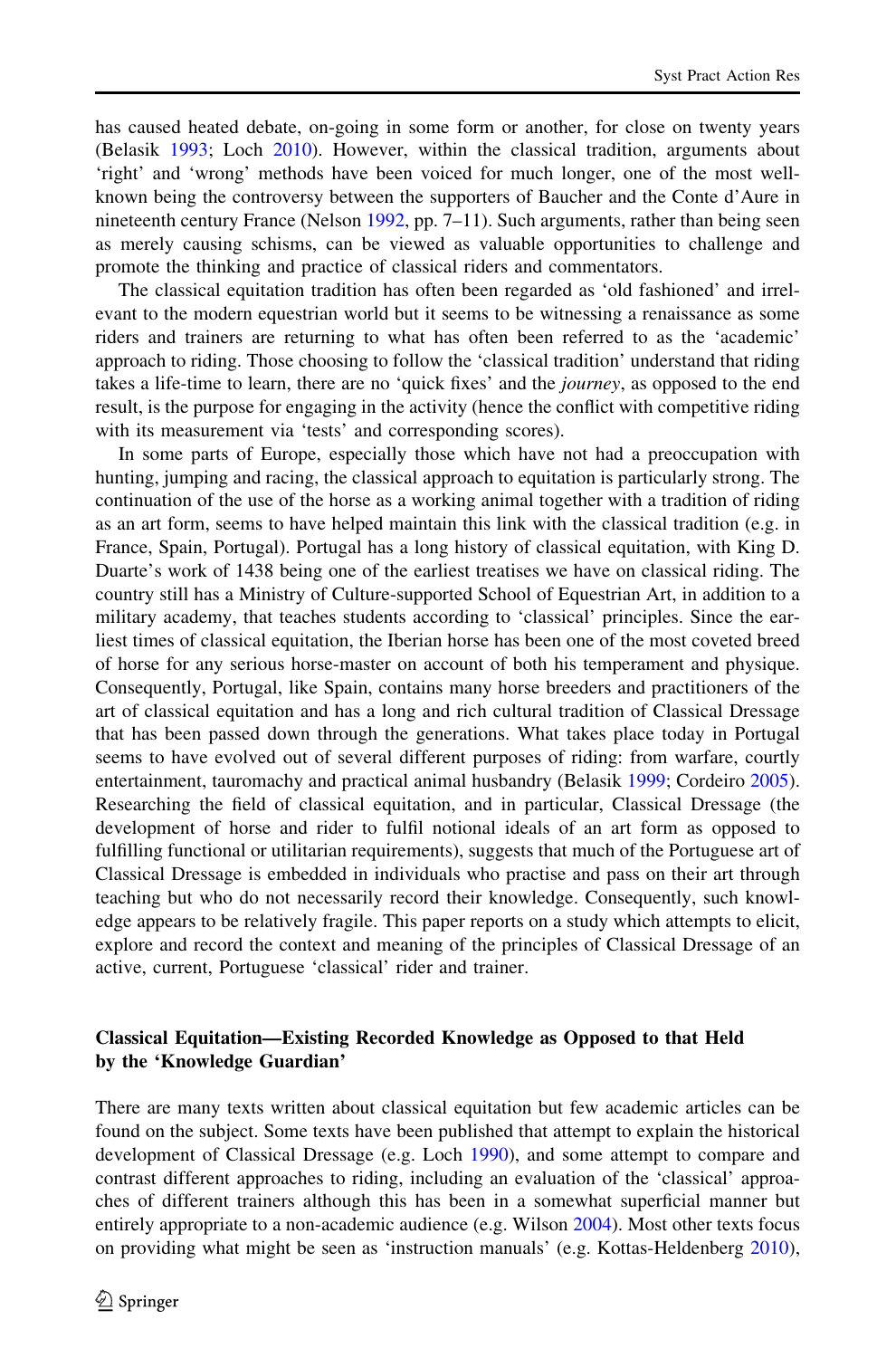has caused heated debate, on-going in some form or another, for close on twenty years (Belasik 1993; Loch 2010). However, within the classical tradition, arguments about 'right' and 'wrong' methods have been voiced for much longer, one of the most well-known being the controversy between the supporters of Baucher and the Conte d'Aure in nineteenth century France (Nelson 1992, pp. 7–11). Such arguments, rather than being seen as merely causing schisms, can be viewed as valuable opportunities to challenge and promote the thinking and practice of classical riders and commentators.

The classical equitation tradition has often been regarded as 'old fashioned' and irrelevant to the modern equestrian world but it seems to be witnessing a renaissance as some riders and trainers are returning to what has often been referred to as the 'academic' approach to riding. Those choosing to follow the 'classical tradition' understand that riding takes a life-time to learn, there are no 'quick fixes' and the *journey*, as opposed to the end result, is the purpose for engaging in the activity (hence the conflict with competitive riding with its measurement via 'tests' and corresponding scores).

In some parts of Europe, especially those which have not had a preoccupation with hunting, jumping and racing, the classical approach to equitation is particularly strong. The continuation of the use of the horse as a working animal together with a tradition of riding as an art form, seems to have helped maintain this link with the classical tradition (e.g. in France, Spain, Portugal). Portugal has a long history of classical equitation, with King D. Duarte's work of 1438 being one of the earliest treatises we have on classical riding. The country still has a Ministry of Culture-supported School of Equestrian Art, in addition to a military academy, that teaches students according to 'classical' principles. Since the earliest times of classical equitation, the Iberian horse has been one of the most coveted breed of horse for any serious horse-master on account of both his temperament and physique. Consequently, Portugal, like Spain, contains many horse breeders and practitioners of the art of classical equitation and has a long and rich cultural tradition of Classical Dressage that has been passed down through the generations. What takes place today in Portugal seems to have evolved out of several different purposes of riding: from warfare, courtly entertainment, tauromachy and practical animal husbandry (Belasik 1999; Cordeiro 2005). Researching the field of classical equitation, and in particular, Classical Dressage (the development of horse and rider to fulfil notional ideals of an art form as opposed to fulfilling functional or utilitarian requirements), suggests that much of the Portuguese art of Classical Dressage is embedded in individuals who practise and pass on their art through teaching but who do not necessarily record their knowledge. Consequently, such knowledge appears to be relatively fragile. This paper reports on a study which attempts to elicit, explore and record the context and meaning of the principles of Classical Dressage of an active, current, Portuguese 'classical' rider and trainer.

## Classical Equitation—Existing Recorded Knowledge as Opposed to that Held by the 'Knowledge Guardian'

There are many texts written about classical equitation but few academic articles can be found on the subject. Some texts have been published that attempt to explain the historical development of Classical Dressage (e.g. Loch 1990), and some attempt to compare and contrast different approaches to riding, including an evaluation of the 'classical' approaches of different trainers although this has been in a somewhat superficial manner but entirely appropriate to a non-academic audience (e.g. Wilson 2004). Most other texts focus on providing what might be seen as 'instruction manuals' (e.g. Kottas-Heldenberg 2010),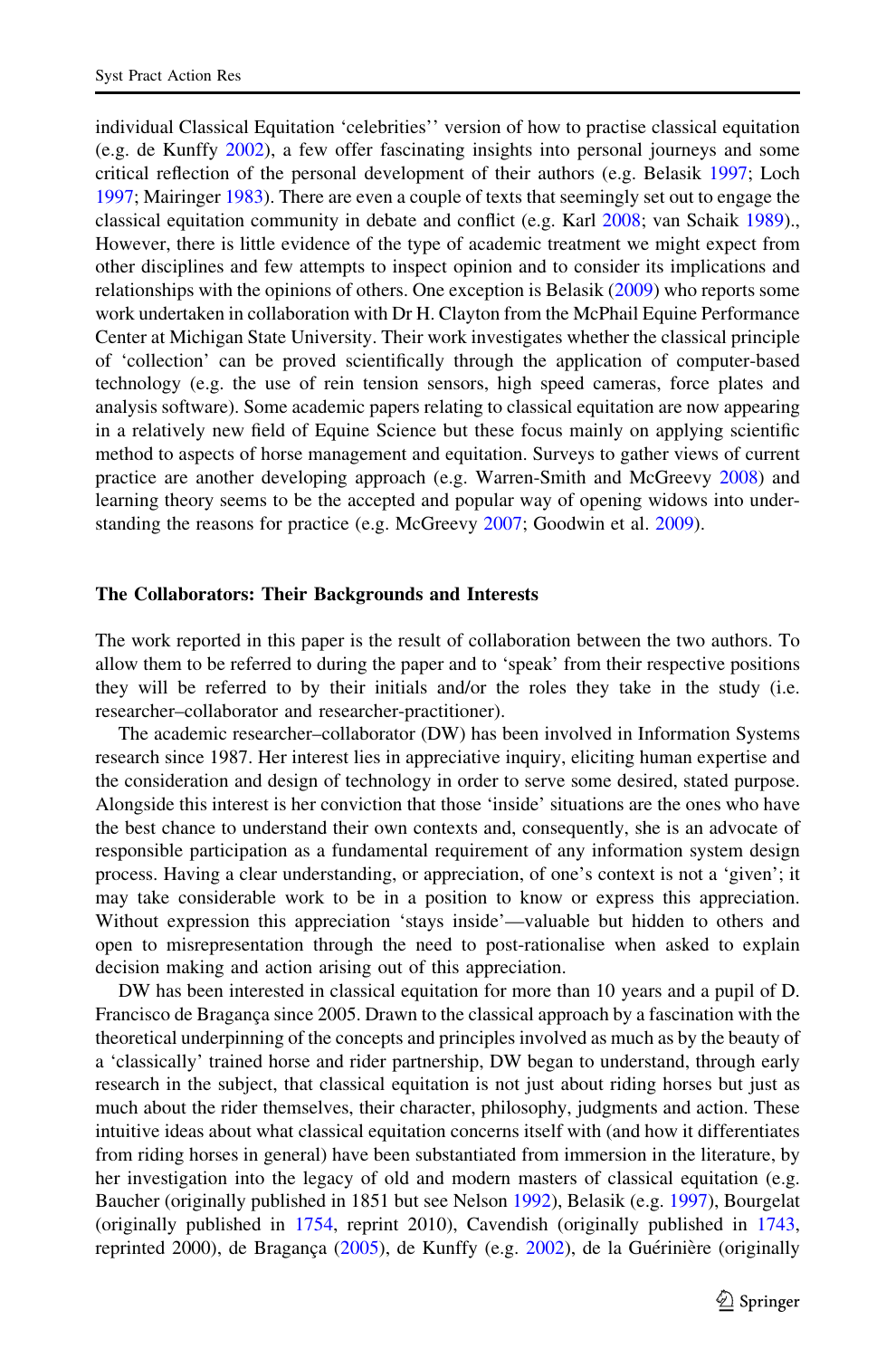individual Classical Equitation 'celebrities'' version of how to practise classical equitation (e.g. de Kunffy 2002), a few offer fascinating insights into personal journeys and some critical reflection of the personal development of their authors (e.g. Belasik 1997; Loch 1997; Mairinger 1983). There are even a couple of texts that seemingly set out to engage the classical equitation community in debate and conflict (e.g. Karl 2008; van Schaik 1989)., However, there is little evidence of the type of academic treatment we might expect from other disciplines and few attempts to inspect opinion and to consider its implications and relationships with the opinions of others. One exception is Belasik (2009) who reports some work undertaken in collaboration with Dr H. Clayton from the McPhail Equine Performance Center at Michigan State University. Their work investigates whether the classical principle of 'collection' can be proved scientifically through the application of computer-based technology (e.g. the use of rein tension sensors, high speed cameras, force plates and analysis software). Some academic papers relating to classical equitation are now appearing in a relatively new field of Equine Science but these focus mainly on applying scientific method to aspects of horse management and equitation. Surveys to gather views of current practice are another developing approach (e.g. Warren-Smith and McGreevy 2008) and learning theory seems to be the accepted and popular way of opening widows into understanding the reasons for practice (e.g. McGreevy 2007; Goodwin et al. 2009).

## The Collaborators: Their Backgrounds and Interests

The work reported in this paper is the result of collaboration between the two authors. To allow them to be referred to during the paper and to 'speak' from their respective positions they will be referred to by their initials and/or the roles they take in the study (i.e. researcher–collaborator and researcher-practitioner).

The academic researcher–collaborator (DW) has been involved in Information Systems research since 1987. Her interest lies in appreciative inquiry, eliciting human expertise and the consideration and design of technology in order to serve some desired, stated purpose. Alongside this interest is her conviction that those 'inside' situations are the ones who have the best chance to understand their own contexts and, consequently, she is an advocate of responsible participation as a fundamental requirement of any information system design process. Having a clear understanding, or appreciation, of one's context is not a 'given'; it may take considerable work to be in a position to know or express this appreciation. Without expression this appreciation 'stays inside'—valuable but hidden to others and open to misrepresentation through the need to post-rationalise when asked to explain decision making and action arising out of this appreciation.

DW has been interested in classical equitation for more than 10 years and a pupil of D. Francisco de Bragança since 2005. Drawn to the classical approach by a fascination with the theoretical underpinning of the concepts and principles involved as much as by the beauty of a 'classically' trained horse and rider partnership, DW began to understand, through early research in the subject, that classical equitation is not just about riding horses but just as much about the rider themselves, their character, philosophy, judgments and action. These intuitive ideas about what classical equitation concerns itself with (and how it differentiates from riding horses in general) have been substantiated from immersion in the literature, by her investigation into the legacy of old and modern masters of classical equitation (e.g. Baucher (originally published in 1851 but see Nelson 1992), Belasik (e.g. 1997), Bourgelat (originally published in 1754, reprint 2010), Cavendish (originally published in 1743, reprinted 2000), de Bragança (2005), de Kunffy (e.g. 2002), de la Guérinière (originally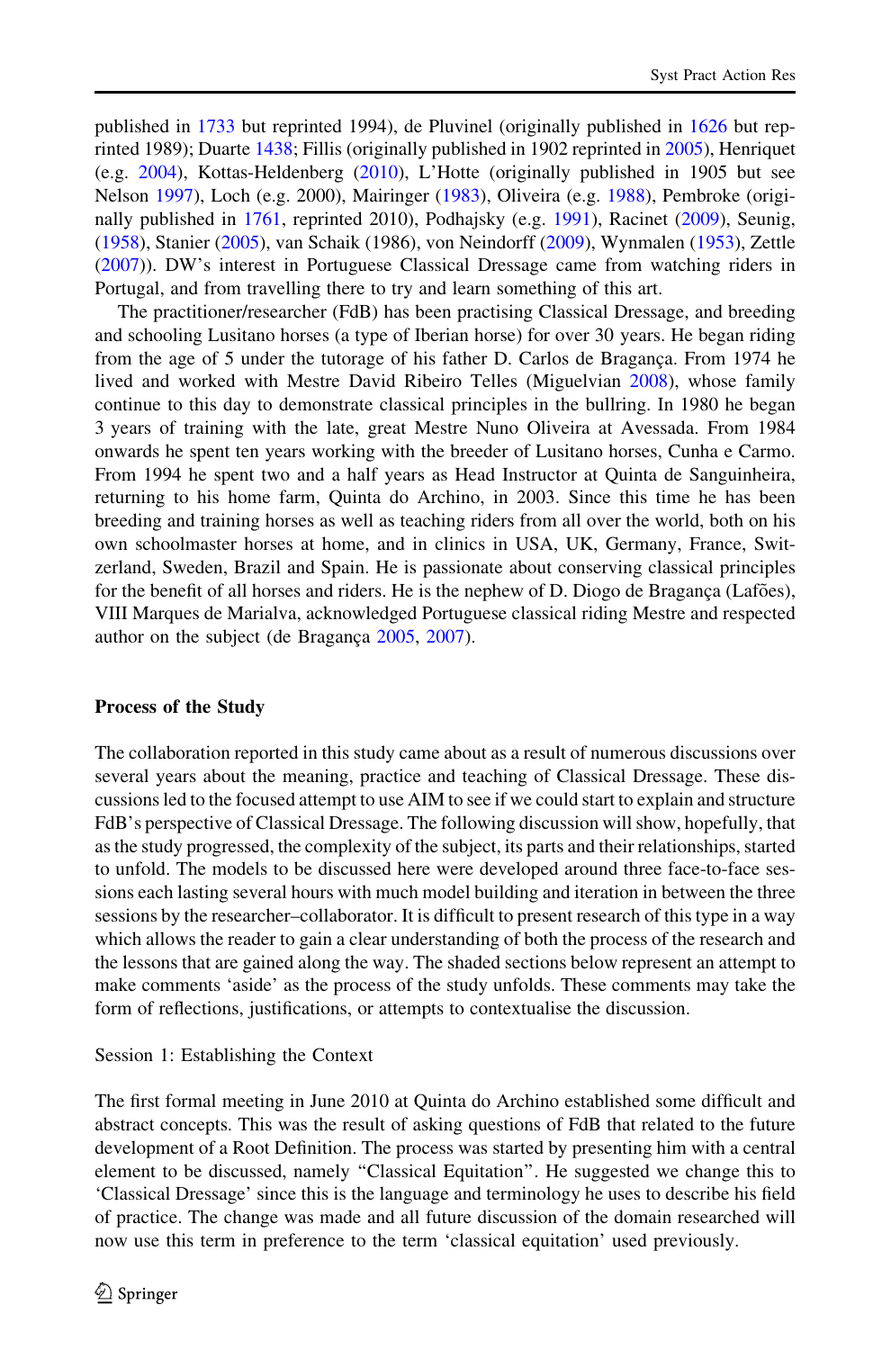published in 1733 but reprinted 1994), de Pluvinel (originally published in 1626 but reprinted 1989); Duarte 1438; Fillis (originally published in 1902 reprinted in 2005), Henriquet (e.g. 2004), Kottas-Heldenberg (2010), L'Hotte (originally published in 1905 but see Nelson 1997), Loch (e.g. 2000), Mairinger (1983), Oliveira (e.g. 1988), Pembroke (originally published in 1761, reprinted 2010), Podhajsky (e.g. 1991), Racinet (2009), Seunig, (1958), Stanier (2005), van Schaik (1986), von Neindorff (2009), Wynmalen (1953), Zettle (2007)). DW's interest in Portuguese Classical Dressage came from watching riders in Portugal, and from travelling there to try and learn something of this art.

The practitioner/researcher (FdB) has been practising Classical Dressage, and breeding and schooling Lusitano horses (a type of Iberian horse) for over 30 years. He began riding from the age of 5 under the tutorage of his father D. Carlos de Bragança. From 1974 he lived and worked with Mestre David Ribeiro Telles (Miguelvian 2008), whose family continue to this day to demonstrate classical principles in the bullring. In 1980 he began 3 years of training with the late, great Mestre Nuno Oliveira at Avessada. From 1984 onwards he spent ten years working with the breeder of Lusitano horses, Cunha e Carmo. From 1994 he spent two and a half years as Head Instructor at Quinta de Sanguinheira, returning to his home farm, Quinta do Archino, in 2003. Since this time he has been breeding and training horses as well as teaching riders from all over the world, both on his own schoolmaster horses at home, and in clinics in USA, UK, Germany, France, Switzerland, Sweden, Brazil and Spain. He is passionate about conserving classical principles for the benefit of all horses and riders. He is the nephew of D. Diogo de Bragança (Lafões), VIII Marques de Marialva, acknowledged Portuguese classical riding Mestre and respected author on the subject (de Bragança 2005, 2007).

## Process of the Study

The collaboration reported in this study came about as a result of numerous discussions over several years about the meaning, practice and teaching of Classical Dressage. These discussions led to the focused attempt to use AIM to see if we could start to explain and structure FdB's perspective of Classical Dressage. The following discussion will show, hopefully, that as the study progressed, the complexity of the subject, its parts and their relationships, started to unfold. The models to be discussed here were developed around three face-to-face sessions each lasting several hours with much model building and iteration in between the three sessions by the researcher–collaborator. It is difficult to present research of this type in a way which allows the reader to gain a clear understanding of both the process of the research and the lessons that are gained along the way. The shaded sections below represent an attempt to make comments 'aside' as the process of the study unfolds. These comments may take the form of reflections, justifications, or attempts to contextualise the discussion.

### Session 1: Establishing the Context

The first formal meeting in June 2010 at Quinta do Archino established some difficult and abstract concepts. This was the result of asking questions of FdB that related to the future development of a Root Definition. The process was started by presenting him with a central element to be discussed, namely "Classical Equitation". He suggested we change this to 'Classical Dressage' since this is the language and terminology he uses to describe his field of practice. The change was made and all future discussion of the domain researched will now use this term in preference to the term 'classical equitation' used previously.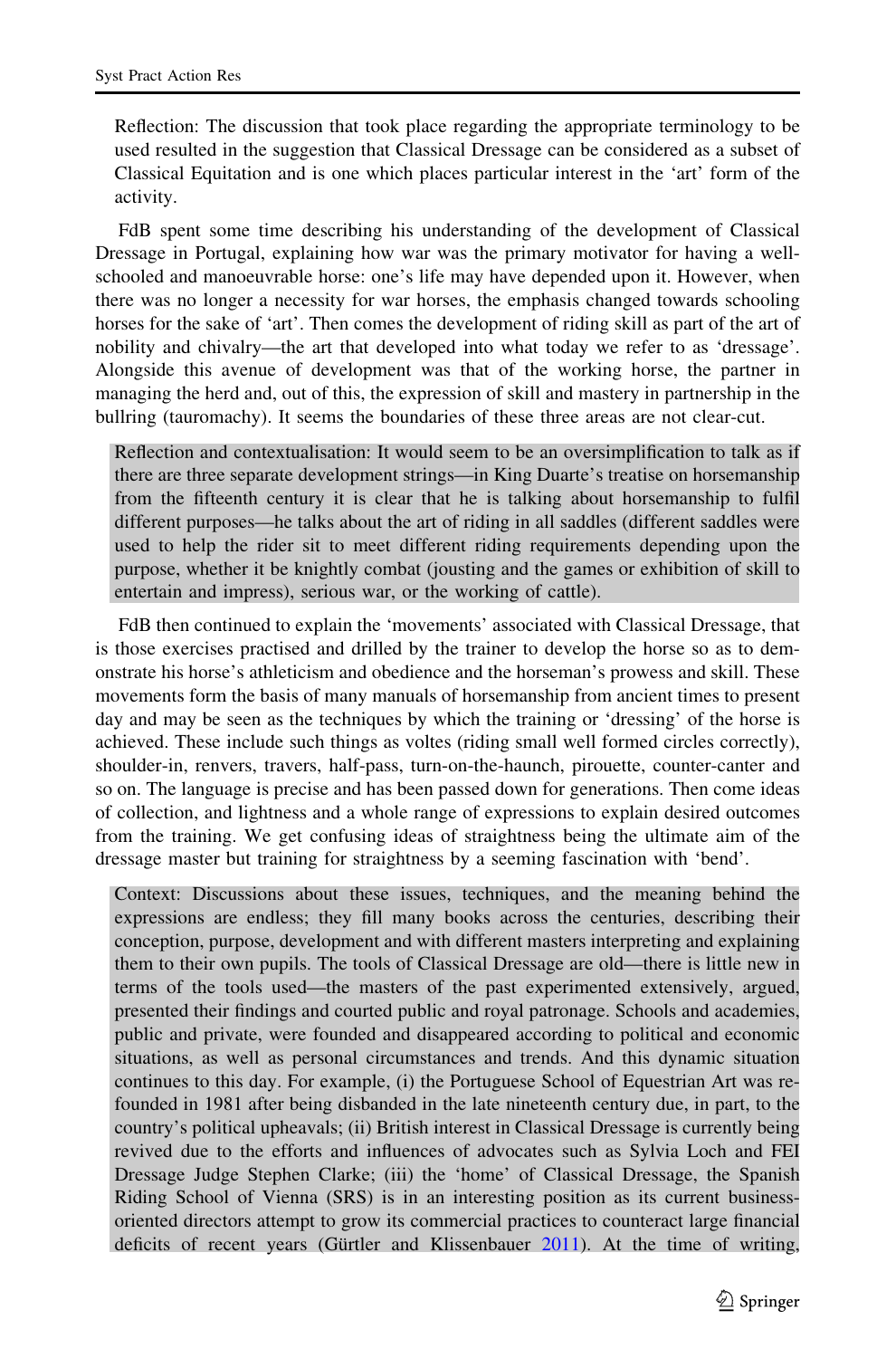Reflection: The discussion that took place regarding the appropriate terminology to be used resulted in the suggestion that Classical Dressage can be considered as a subset of Classical Equitation and is one which places particular interest in the 'art' form of the activity.

FdB spent some time describing his understanding of the development of Classical Dressage in Portugal, explaining how war was the primary motivator for having a well-schooled and manoeuvrable horse: one's life may have depended upon it. However, when there was no longer a necessity for war horses, the emphasis changed towards schooling horses for the sake of 'art'. Then comes the development of riding skill as part of the art of nobility and chivalry—the art that developed into what today we refer to as 'dressage'. Alongside this avenue of development was that of the working horse, the partner in managing the herd and, out of this, the expression of skill and mastery in partnership in the bullring (tauromachy). It seems the boundaries of these three areas are not clear-cut.

Reflection and contextualisation: It would seem to be an oversimplification to talk as if there are three separate development strings—in King Duarte's treatise on horsemanship from the fifteenth century it is clear that he is talking about horsemanship to fulfil different purposes—he talks about the art of riding in all saddles (different saddles were used to help the rider sit to meet different riding requirements depending upon the purpose, whether it be knightly combat (jousting and the games or exhibition of skill to entertain and impress), serious war, or the working of cattle).

FdB then continued to explain the 'movements' associated with Classical Dressage, that is those exercises practised and drilled by the trainer to develop the horse so as to demonstrate his horse's athleticism and obedience and the horseman's prowess and skill. These movements form the basis of many manuals of horsemanship from ancient times to present day and may be seen as the techniques by which the training or 'dressing' of the horse is achieved. These include such things as voltes (riding small well formed circles correctly), shoulder-in, renvers, travers, half-pass, turn-on-the-haunch, pirouette, counter-canter and so on. The language is precise and has been passed down for generations. Then come ideas of collection, and lightness and a whole range of expressions to explain desired outcomes from the training. We get confusing ideas of straightness being the ultimate aim of the dressage master but training for straightness by a seeming fascination with 'bend'.

Context: Discussions about these issues, techniques, and the meaning behind the expressions are endless; they fill many books across the centuries, describing their conception, purpose, development and with different masters interpreting and explaining them to their own pupils. The tools of Classical Dressage are old—there is little new in terms of the tools used—the masters of the past experimented extensively, argued, presented their findings and courted public and royal patronage. Schools and academies, public and private, were founded and disappeared according to political and economic situations, as well as personal circumstances and trends. And this dynamic situation continues to this day. For example, (i) the Portuguese School of Equestrian Art was re-founded in 1981 after being disbanded in the late nineteenth century due, in part, to the country's political upheavals; (ii) British interest in Classical Dressage is currently being revived due to the efforts and influences of advocates such as Sylvia Loch and FEI Dressage Judge Stephen Clarke; (iii) the 'home' of Classical Dressage, the Spanish Riding School of Vienna (SRS) is in an interesting position as its current business-oriented directors attempt to grow its commercial practices to counteract large financial deficits of recent years (Gürtler and Klissenbauer 2011). At the time of writing,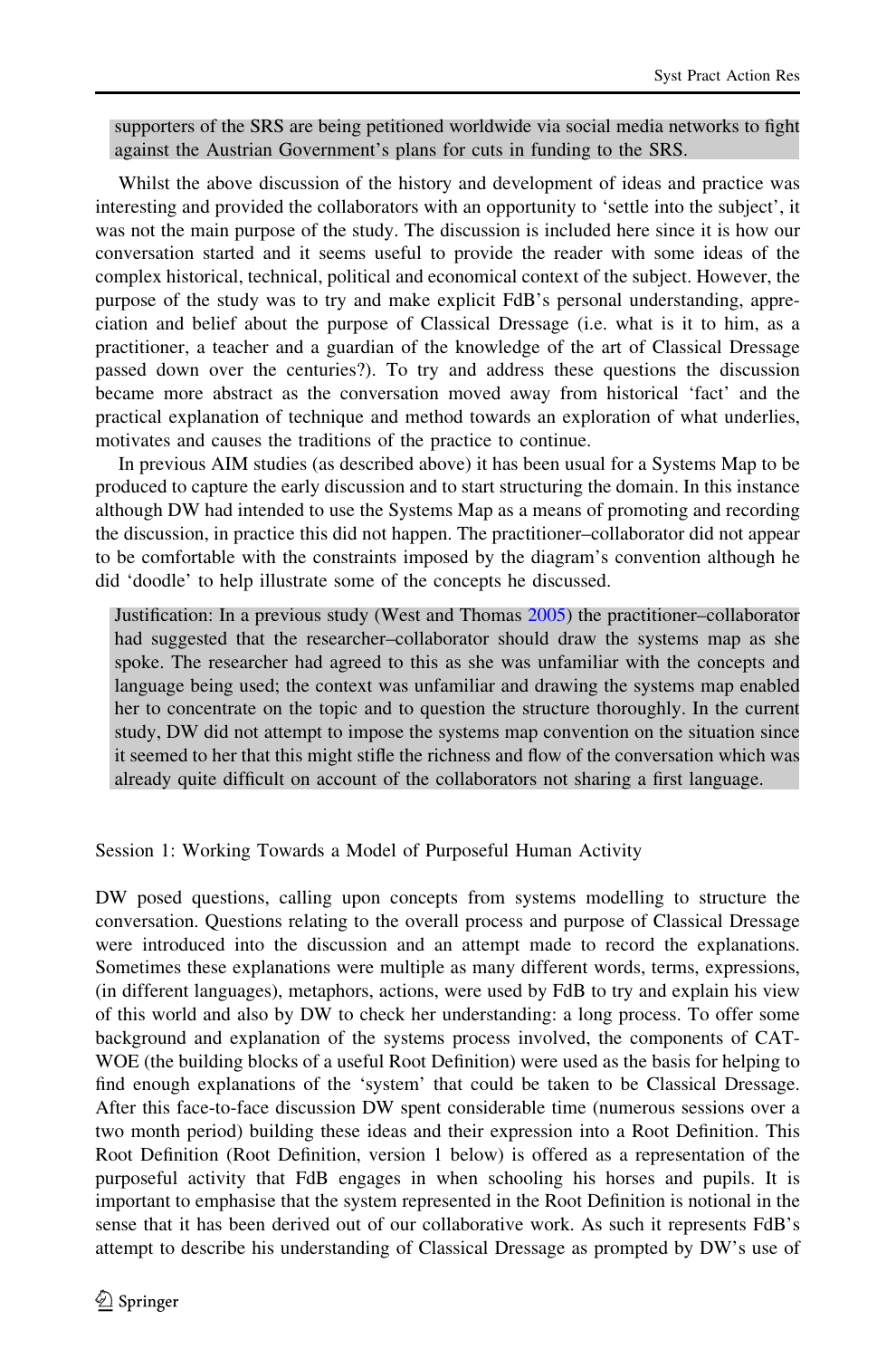supporters of the SRS are being petitioned worldwide via social media networks to fight against the Austrian Government's plans for cuts in funding to the SRS.

Whilst the above discussion of the history and development of ideas and practice was interesting and provided the collaborators with an opportunity to 'settle into the subject', it was not the main purpose of the study. The discussion is included here since it is how our conversation started and it seems useful to provide the reader with some ideas of the complex historical, technical, political and economical context of the subject. However, the purpose of the study was to try and make explicit FdB's personal understanding, appreciation and belief about the purpose of Classical Dressage (i.e. what is it to him, as a practitioner, a teacher and a guardian of the knowledge of the art of Classical Dressage passed down over the centuries?). To try and address these questions the discussion became more abstract as the conversation moved away from historical 'fact' and the practical explanation of technique and method towards an exploration of what underlies, motivates and causes the traditions of the practice to continue.

In previous AIM studies (as described above) it has been usual for a Systems Map to be produced to capture the early discussion and to start structuring the domain. In this instance although DW had intended to use the Systems Map as a means of promoting and recording the discussion, in practice this did not happen. The practitioner–collaborator did not appear to be comfortable with the constraints imposed by the diagram's convention although he did 'doodle' to help illustrate some of the concepts he discussed.

Justification: In a previous study (West and Thomas 2005) the practitioner–collaborator had suggested that the researcher–collaborator should draw the systems map as she spoke. The researcher had agreed to this as she was unfamiliar with the concepts and language being used; the context was unfamiliar and drawing the systems map enabled her to concentrate on the topic and to question the structure thoroughly. In the current study, DW did not attempt to impose the systems map convention on the situation since it seemed to her that this might stifle the richness and flow of the conversation which was already quite difficult on account of the collaborators not sharing a first language.

Session 1: Working Towards a Model of Purposeful Human Activity

DW posed questions, calling upon concepts from systems modelling to structure the conversation. Questions relating to the overall process and purpose of Classical Dressage were introduced into the discussion and an attempt made to record the explanations. Sometimes these explanations were multiple as many different words, terms, expressions, (in different languages), metaphors, actions, were used by FdB to try and explain his view of this world and also by DW to check her understanding: a long process. To offer some background and explanation of the systems process involved, the components of CATWOE (the building blocks of a useful Root Definition) were used as the basis for helping to find enough explanations of the 'system' that could be taken to be Classical Dressage. After this face-to-face discussion DW spent considerable time (numerous sessions over a two month period) building these ideas and their expression into a Root Definition. This Root Definition (Root Definition, version 1 below) is offered as a representation of the purposeful activity that FdB engages in when schooling his horses and pupils. It is important to emphasise that the system represented in the Root Definition is notional in the sense that it has been derived out of our collaborative work. As such it represents FdB's attempt to describe his understanding of Classical Dressage as prompted by DW's use of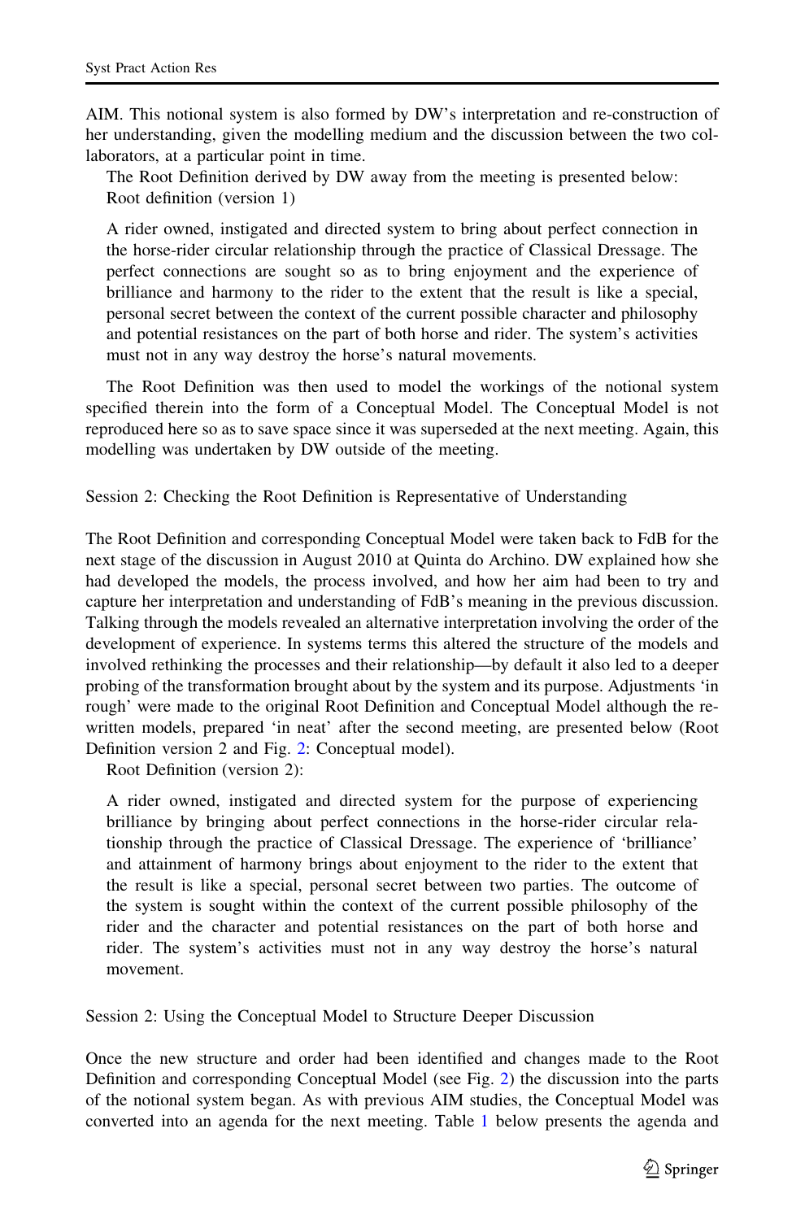AIM. This notional system is also formed by DW's interpretation and re-construction of her understanding, given the modelling medium and the discussion between the two collaborators, at a particular point in time.

The Root Definition derived by DW away from the meeting is presented below:

Root definition (version 1)

> A rider owned, instigated and directed system to bring about perfect connection in the horse-rider circular relationship through the practice of Classical Dressage. The perfect connections are sought so as to bring enjoyment and the experience of brilliance and harmony to the rider to the extent that the result is like a special, personal secret between the context of the current possible character and philosophy and potential resistances on the part of both horse and rider. The system's activities must not in any way destroy the horse's natural movements.

The Root Definition was then used to model the workings of the notional system specified therein into the form of a Conceptual Model. The Conceptual Model is not reproduced here so as to save space since it was superseded at the next meeting. Again, this modelling was undertaken by DW outside of the meeting.

## Session 2: Checking the Root Definition is Representative of Understanding

The Root Definition and corresponding Conceptual Model were taken back to FdB for the next stage of the discussion in August 2010 at Quinta do Archino. DW explained how she had developed the models, the process involved, and how her aim had been to try and capture her interpretation and understanding of FdB's meaning in the previous discussion. Talking through the models revealed an alternative interpretation involving the order of the development of experience. In systems terms this altered the structure of the models and involved rethinking the processes and their relationship—by default it also led to a deeper probing of the transformation brought about by the system and its purpose. Adjustments 'in rough' were made to the original Root Definition and Conceptual Model although the re-written models, prepared 'in neat' after the second meeting, are presented below (Root Definition version 2 and Fig. 2: Conceptual model).

Root Definition (version 2):

> A rider owned, instigated and directed system for the purpose of experiencing brilliance by bringing about perfect connections in the horse-rider circular relationship through the practice of Classical Dressage. The experience of 'brilliance' and attainment of harmony brings about enjoyment to the rider to the extent that the result is like a special, personal secret between two parties. The outcome of the system is sought within the context of the current possible philosophy of the rider and the character and potential resistances on the part of both horse and rider. The system's activities must not in any way destroy the horse's natural movement.

## Session 2: Using the Conceptual Model to Structure Deeper Discussion

Once the new structure and order had been identified and changes made to the Root Definition and corresponding Conceptual Model (see Fig. 2) the discussion into the parts of the notional system began. As with previous AIM studies, the Conceptual Model was converted into an agenda for the next meeting. Table 1 below presents the agenda and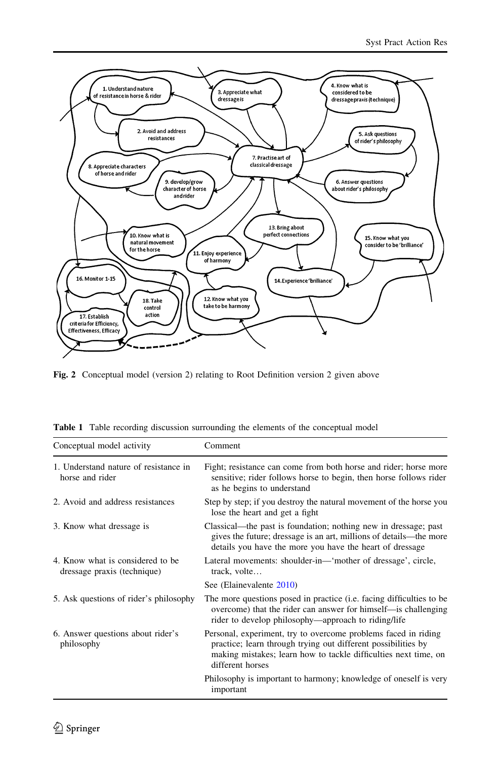**Fig. 2** Conceptual model (version 2) relating to Root Definition version 2 given above

**Table 1** Table recording discussion surrounding the elements of the conceptual model

| Conceptual model activity | Comment |
|---|---|
| 1. Understand nature of resistance in horse and rider | Fight; resistance can come from both horse and rider; horse more sensitive; rider follows horse to begin, then horse follows rider as he begins to understand |
| 2. Avoid and address resistances | Step by step; if you destroy the natural movement of the horse you lose the heart and get a fight |
| 3. Know what dressage is | Classical—the past is foundation; nothing new in dressage; past gives the future; dressage is an art, millions of details—the more details you have the more you have the heart of dressage |
| 4. Know what is considered to be dressage praxis (technique) | Lateral movements: shoulder-in—'mother of dressage', circle, track, volte… |
| | See (Elainevalente 2010) |
| 5. Ask questions of rider's philosophy | The more questions posed in practice (i.e. facing difficulties to be overcome) that the rider can answer for himself—is challenging rider to develop philosophy—approach to riding/life |
| 6. Answer questions about rider's philosophy | Personal, experiment, try to overcome problems faced in riding practice; learn through trying out different possibilities by making mistakes; learn how to tackle difficulties next time, on different horses |
| | Philosophy is important to harmony; knowledge of oneself is very important |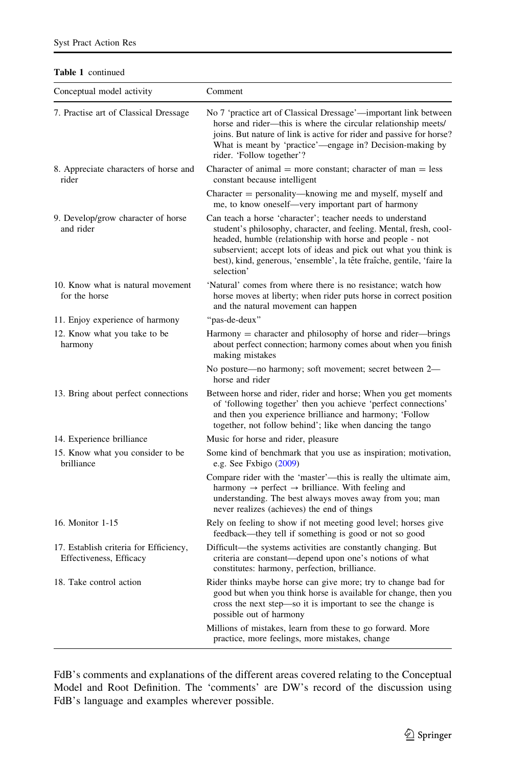**Table 1** continued

| Conceptual model activity | Comment |
|---|---|
| 7. Practise art of Classical Dressage | No 7 'practice art of Classical Dressage'—important link between horse and rider—this is where the circular relationship meets/joins. But nature of link is active for rider and passive for horse? What is meant by 'practice'—engage in? Decision-making by rider. 'Follow together'? |
| 8. Appreciate characters of horse and rider | Character of animal = more constant; character of man = less constant because intelligent |
| | Character = personality—knowing me and myself, myself and me, to know oneself—very important part of harmony |
| 9. Develop/grow character of horse and rider | Can teach a horse 'character'; teacher needs to understand student's philosophy, character, and feeling. Mental, fresh, cool-headed, humble (relationship with horse and people - not subservient; accept lots of ideas and pick out what you think is best), kind, generous, 'ensemble', la tête fraîche, gentile, 'faire la selection' |
| 10. Know what is natural movement for the horse | 'Natural' comes from where there is no resistance; watch how horse moves at liberty; when rider puts horse in correct position and the natural movement can happen |
| 11. Enjoy experience of harmony | "pas-de-deux" |
| 12. Know what you take to be harmony | Harmony = character and philosophy of horse and rider—brings about perfect connection; harmony comes about when you finish making mistakes |
| | No posture—no harmony; soft movement; secret between 2—horse and rider |
| 13. Bring about perfect connections | Between horse and rider, rider and horse; When you get moments of 'following together' then you achieve 'perfect connections' and then you experience brilliance and harmony; 'Follow together, not follow behind'; like when dancing the tango |
| 14. Experience brilliance | Music for horse and rider, pleasure |
| 15. Know what you consider to be brilliance | Some kind of benchmark that you use as inspiration; motivation, e.g. See Fxbigo (2009) |
| | Compare rider with the 'master'—this is really the ultimate aim, harmony → perfect → brilliance. With feeling and understanding. The best always moves away from you; man never realizes (achieves) the end of things |
| 16. Monitor 1-15 | Rely on feeling to show if not meeting good level; horses give feedback—they tell if something is good or not so good |
| 17. Establish criteria for Efficiency, Effectiveness, Efficacy | Difficult—the systems activities are constantly changing. But criteria are constant—depend upon one's notions of what constitutes: harmony, perfection, brilliance. |
| 18. Take control action | Rider thinks maybe horse can give more; try to change bad for good but when you think horse is available for change, then you cross the next step—so it is important to see the change is possible out of harmony |
| | Millions of mistakes, learn from these to go forward. More practice, more feelings, more mistakes, change |

FdB's comments and explanations of the different areas covered relating to the Conceptual Model and Root Definition. The 'comments' are DW's record of the discussion using FdB's language and examples wherever possible.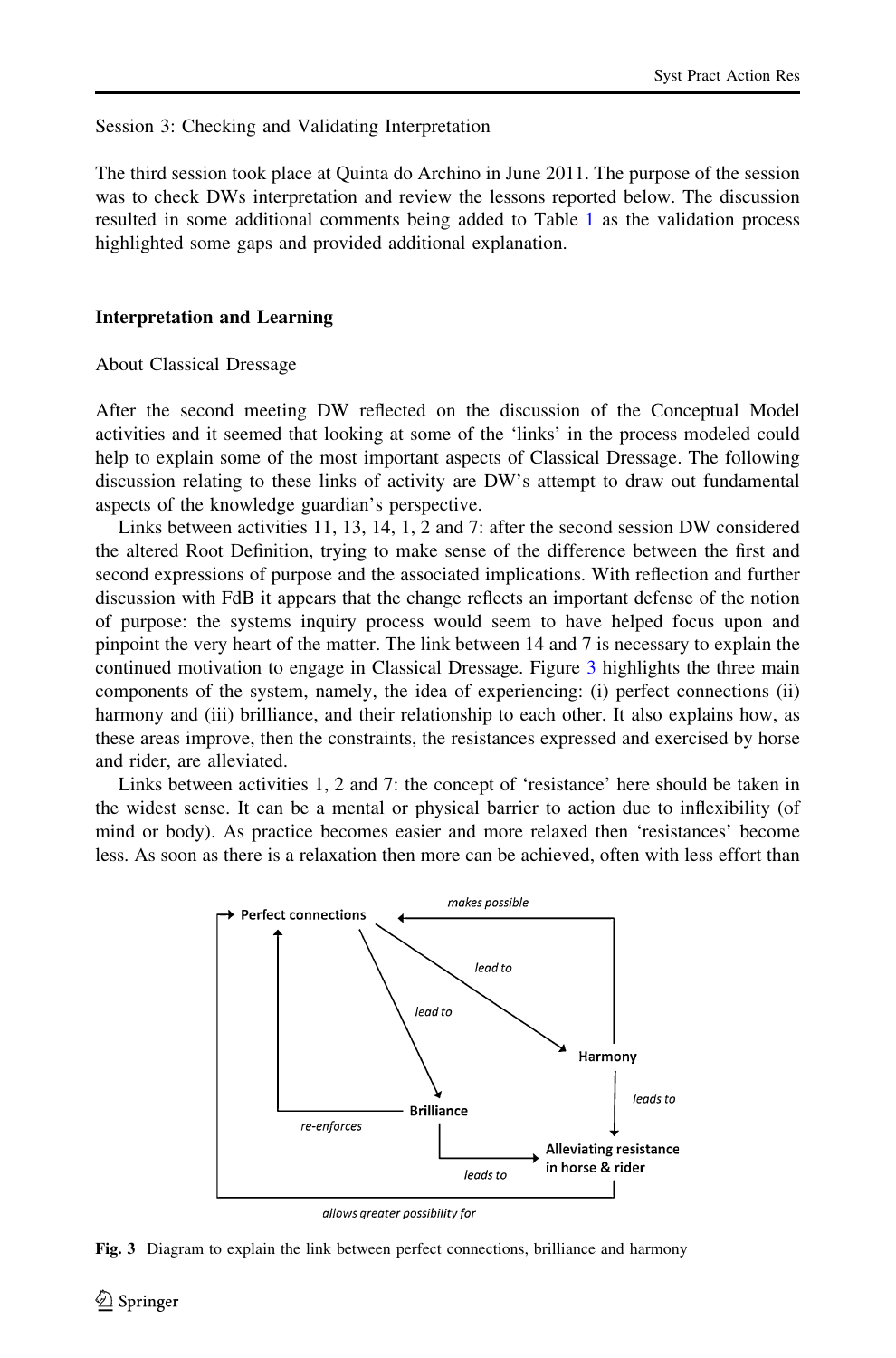Session 3: Checking and Validating Interpretation

The third session took place at Quinta do Archino in June 2011. The purpose of the session was to check DWs interpretation and review the lessons reported below. The discussion resulted in some additional comments being added to Table 1 as the validation process highlighted some gaps and provided additional explanation.

## Interpretation and Learning

About Classical Dressage

After the second meeting DW reflected on the discussion of the Conceptual Model activities and it seemed that looking at some of the 'links' in the process modeled could help to explain some of the most important aspects of Classical Dressage. The following discussion relating to these links of activity are DW's attempt to draw out fundamental aspects of the knowledge guardian's perspective.

Links between activities 11, 13, 14, 1, 2 and 7: after the second session DW considered the altered Root Definition, trying to make sense of the difference between the first and second expressions of purpose and the associated implications. With reflection and further discussion with FdB it appears that the change reflects an important defense of the notion of purpose: the systems inquiry process would seem to have helped focus upon and pinpoint the very heart of the matter. The link between 14 and 7 is necessary to explain the continued motivation to engage in Classical Dressage. Figure 3 highlights the three main components of the system, namely, the idea of experiencing: (i) perfect connections (ii) harmony and (iii) brilliance, and their relationship to each other. It also explains how, as these areas improve, then the constraints, the resistances expressed and exercised by horse and rider, are alleviated.

Links between activities 1, 2 and 7: the concept of 'resistance' here should be taken in the widest sense. It can be a mental or physical barrier to action due to inflexibility (of mind or body). As practice becomes easier and more relaxed then 'resistances' become less. As soon as there is a relaxation then more can be achieved, often with less effort than

**Fig. 3** Diagram to explain the link between perfect connections, brilliance and harmony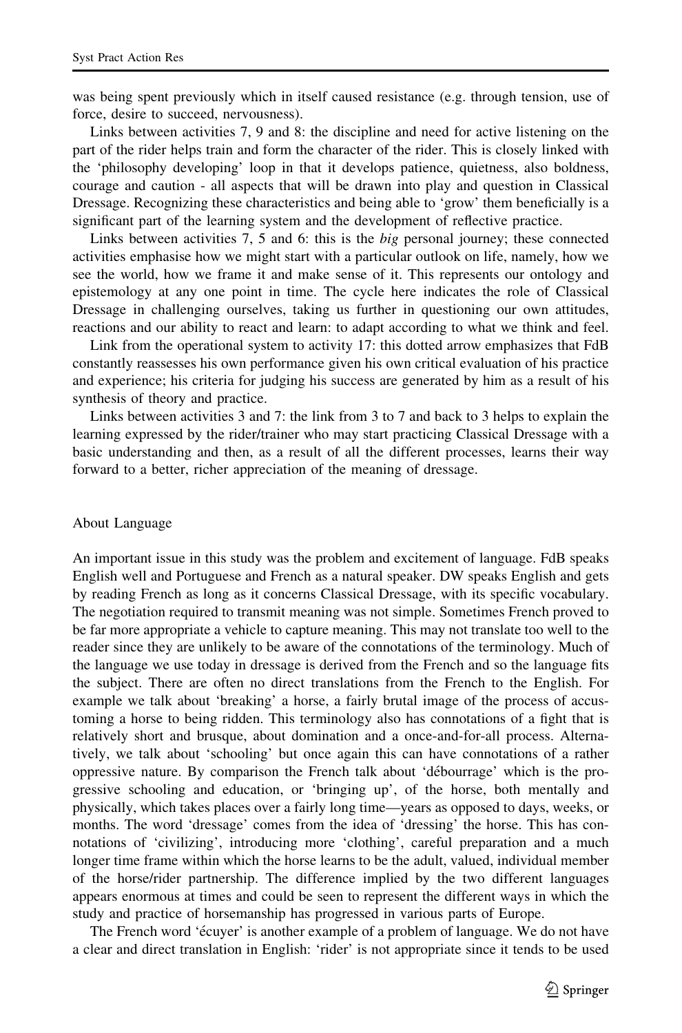was being spent previously which in itself caused resistance (e.g. through tension, use of force, desire to succeed, nervousness).

Links between activities 7, 9 and 8: the discipline and need for active listening on the part of the rider helps train and form the character of the rider. This is closely linked with the 'philosophy developing' loop in that it develops patience, quietness, also boldness, courage and caution - all aspects that will be drawn into play and question in Classical Dressage. Recognizing these characteristics and being able to 'grow' them beneficially is a significant part of the learning system and the development of reflective practice.

Links between activities 7, 5 and 6: this is the *big* personal journey; these connected activities emphasise how we might start with a particular outlook on life, namely, how we see the world, how we frame it and make sense of it. This represents our ontology and epistemology at any one point in time. The cycle here indicates the role of Classical Dressage in challenging ourselves, taking us further in questioning our own attitudes, reactions and our ability to react and learn: to adapt according to what we think and feel.

Link from the operational system to activity 17: this dotted arrow emphasizes that FdB constantly reassesses his own performance given his own critical evaluation of his practice and experience; his criteria for judging his success are generated by him as a result of his synthesis of theory and practice.

Links between activities 3 and 7: the link from 3 to 7 and back to 3 helps to explain the learning expressed by the rider/trainer who may start practicing Classical Dressage with a basic understanding and then, as a result of all the different processes, learns their way forward to a better, richer appreciation of the meaning of dressage.

## About Language

An important issue in this study was the problem and excitement of language. FdB speaks English well and Portuguese and French as a natural speaker. DW speaks English and gets by reading French as long as it concerns Classical Dressage, with its specific vocabulary. The negotiation required to transmit meaning was not simple. Sometimes French proved to be far more appropriate a vehicle to capture meaning. This may not translate too well to the reader since they are unlikely to be aware of the connotations of the terminology. Much of the language we use today in dressage is derived from the French and so the language fits the subject. There are often no direct translations from the French to the English. For example we talk about 'breaking' a horse, a fairly brutal image of the process of accustoming a horse to being ridden. This terminology also has connotations of a fight that is relatively short and brusque, about domination and a once-and-for-all process. Alternatively, we talk about 'schooling' but once again this can have connotations of a rather oppressive nature. By comparison the French talk about 'débourrage' which is the progressive schooling and education, or 'bringing up', of the horse, both mentally and physically, which takes places over a fairly long time—years as opposed to days, weeks, or months. The word 'dressage' comes from the idea of 'dressing' the horse. This has connotations of 'civilizing', introducing more 'clothing', careful preparation and a much longer time frame within which the horse learns to be the adult, valued, individual member of the horse/rider partnership. The difference implied by the two different languages appears enormous at times and could be seen to represent the different ways in which the study and practice of horsemanship has progressed in various parts of Europe.

The French word 'écuyer' is another example of a problem of language. We do not have a clear and direct translation in English: 'rider' is not appropriate since it tends to be used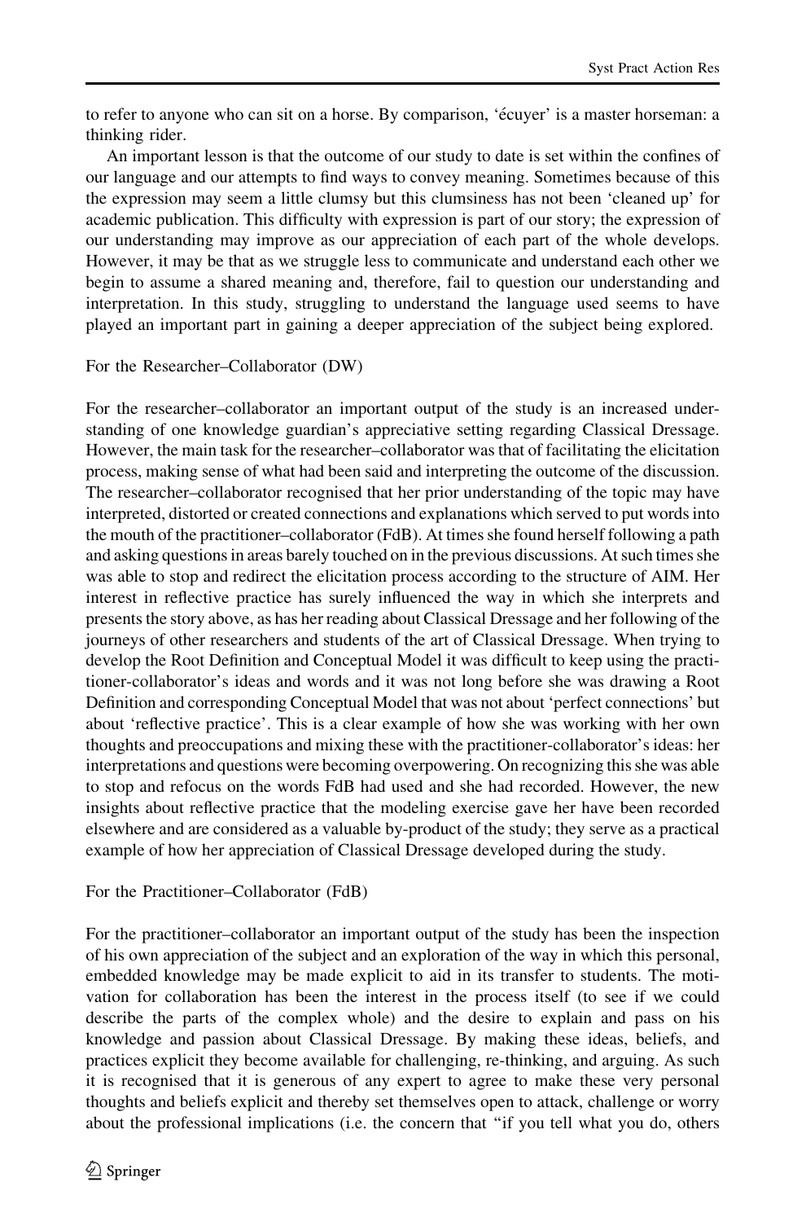to refer to anyone who can sit on a horse. By comparison, 'écuyer' is a master horseman: a thinking rider.

An important lesson is that the outcome of our study to date is set within the confines of our language and our attempts to find ways to convey meaning. Sometimes because of this the expression may seem a little clumsy but this clumsiness has not been 'cleaned up' for academic publication. This difficulty with expression is part of our story; the expression of our understanding may improve as our appreciation of each part of the whole develops. However, it may be that as we struggle less to communicate and understand each other we begin to assume a shared meaning and, therefore, fail to question our understanding and interpretation. In this study, struggling to understand the language used seems to have played an important part in gaining a deeper appreciation of the subject being explored.

For the Researcher–Collaborator (DW)

For the researcher–collaborator an important output of the study is an increased understanding of one knowledge guardian's appreciative setting regarding Classical Dressage. However, the main task for the researcher–collaborator was that of facilitating the elicitation process, making sense of what had been said and interpreting the outcome of the discussion. The researcher–collaborator recognised that her prior understanding of the topic may have interpreted, distorted or created connections and explanations which served to put words into the mouth of the practitioner–collaborator (FdB). At times she found herself following a path and asking questions in areas barely touched on in the previous discussions. At such times she was able to stop and redirect the elicitation process according to the structure of AIM. Her interest in reflective practice has surely influenced the way in which she interprets and presents the story above, as has her reading about Classical Dressage and her following of the journeys of other researchers and students of the art of Classical Dressage. When trying to develop the Root Definition and Conceptual Model it was difficult to keep using the practitioner-collaborator's ideas and words and it was not long before she was drawing a Root Definition and corresponding Conceptual Model that was not about 'perfect connections' but about 'reflective practice'. This is a clear example of how she was working with her own thoughts and preoccupations and mixing these with the practitioner-collaborator's ideas: her interpretations and questions were becoming overpowering. On recognizing this she was able to stop and refocus on the words FdB had used and she had recorded. However, the new insights about reflective practice that the modeling exercise gave her have been recorded elsewhere and are considered as a valuable by-product of the study; they serve as a practical example of how her appreciation of Classical Dressage developed during the study.

For the Practitioner–Collaborator (FdB)

For the practitioner–collaborator an important output of the study has been the inspection of his own appreciation of the subject and an exploration of the way in which this personal, embedded knowledge may be made explicit to aid in its transfer to students. The motivation for collaboration has been the interest in the process itself (to see if we could describe the parts of the complex whole) and the desire to explain and pass on his knowledge and passion about Classical Dressage. By making these ideas, beliefs, and practices explicit they become available for challenging, re-thinking, and arguing. As such it is recognised that it is generous of any expert to agree to make these very personal thoughts and beliefs explicit and thereby set themselves open to attack, challenge or worry about the professional implications (i.e. the concern that "if you tell what you do, others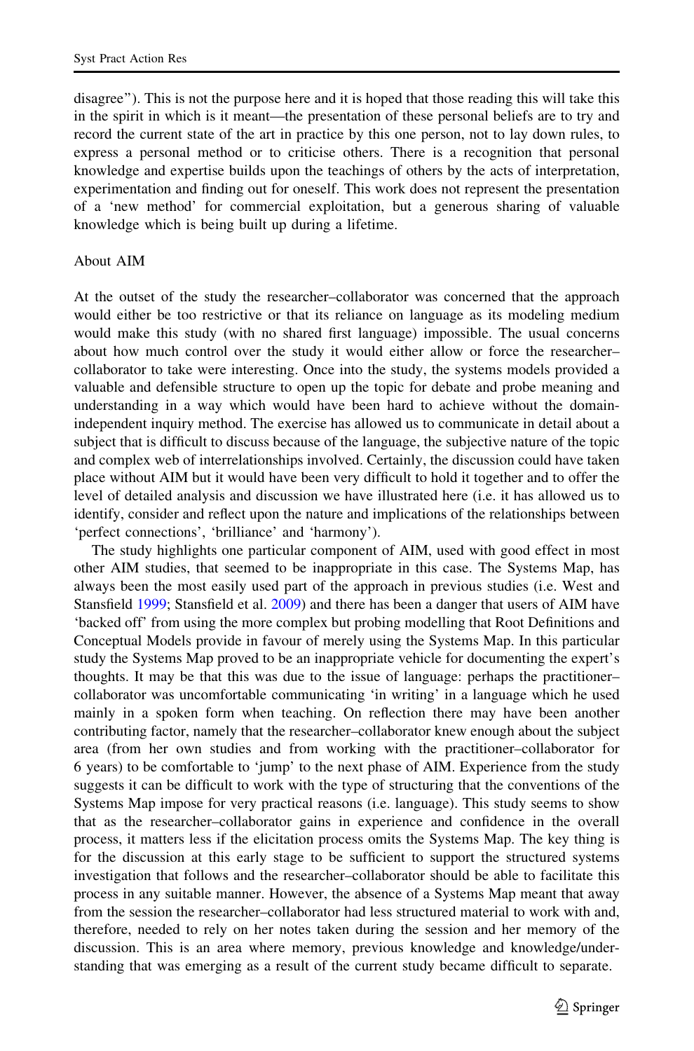disagree"). This is not the purpose here and it is hoped that those reading this will take this in the spirit in which is it meant—the presentation of these personal beliefs are to try and record the current state of the art in practice by this one person, not to lay down rules, to express a personal method or to criticise others. There is a recognition that personal knowledge and expertise builds upon the teachings of others by the acts of interpretation, experimentation and finding out for oneself. This work does not represent the presentation of a 'new method' for commercial exploitation, but a generous sharing of valuable knowledge which is being built up during a lifetime.

### About AIM

At the outset of the study the researcher–collaborator was concerned that the approach would either be too restrictive or that its reliance on language as its modeling medium would make this study (with no shared first language) impossible. The usual concerns about how much control over the study it would either allow or force the researcher–collaborator to take were interesting. Once into the study, the systems models provided a valuable and defensible structure to open up the topic for debate and probe meaning and understanding in a way which would have been hard to achieve without the domain-independent inquiry method. The exercise has allowed us to communicate in detail about a subject that is difficult to discuss because of the language, the subjective nature of the topic and complex web of interrelationships involved. Certainly, the discussion could have taken place without AIM but it would have been very difficult to hold it together and to offer the level of detailed analysis and discussion we have illustrated here (i.e. it has allowed us to identify, consider and reflect upon the nature and implications of the relationships between 'perfect connections', 'brilliance' and 'harmony').

The study highlights one particular component of AIM, used with good effect in most other AIM studies, that seemed to be inappropriate in this case. The Systems Map, has always been the most easily used part of the approach in previous studies (i.e. West and Stansfield 1999; Stansfield et al. 2009) and there has been a danger that users of AIM have 'backed off' from using the more complex but probing modelling that Root Definitions and Conceptual Models provide in favour of merely using the Systems Map. In this particular study the Systems Map proved to be an inappropriate vehicle for documenting the expert's thoughts. It may be that this was due to the issue of language: perhaps the practitioner–collaborator was uncomfortable communicating 'in writing' in a language which he used mainly in a spoken form when teaching. On reflection there may have been another contributing factor, namely that the researcher–collaborator knew enough about the subject area (from her own studies and from working with the practitioner–collaborator for 6 years) to be comfortable to 'jump' to the next phase of AIM. Experience from the study suggests it can be difficult to work with the type of structuring that the conventions of the Systems Map impose for very practical reasons (i.e. language). This study seems to show that as the researcher–collaborator gains in experience and confidence in the overall process, it matters less if the elicitation process omits the Systems Map. The key thing is for the discussion at this early stage to be sufficient to support the structured systems investigation that follows and the researcher–collaborator should be able to facilitate this process in any suitable manner. However, the absence of a Systems Map meant that away from the session the researcher–collaborator had less structured material to work with and, therefore, needed to rely on her notes taken during the session and her memory of the discussion. This is an area where memory, previous knowledge and knowledge/understanding that was emerging as a result of the current study became difficult to separate.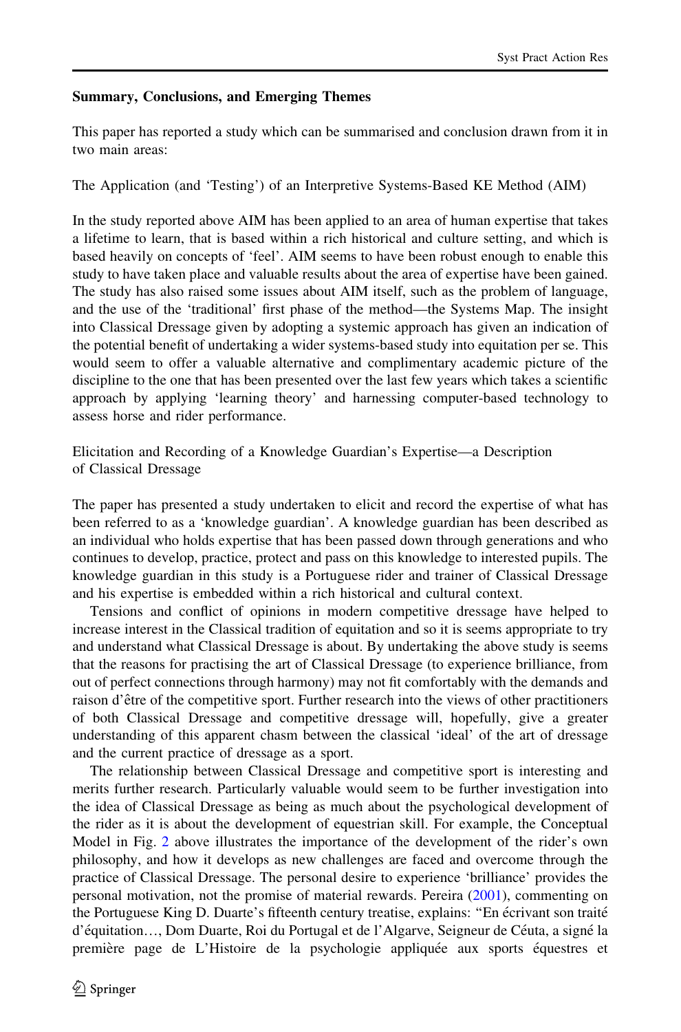## Summary, Conclusions, and Emerging Themes

This paper has reported a study which can be summarised and conclusion drawn from it in two main areas:

### The Application (and 'Testing') of an Interpretive Systems-Based KE Method (AIM)

In the study reported above AIM has been applied to an area of human expertise that takes a lifetime to learn, that is based within a rich historical and culture setting, and which is based heavily on concepts of 'feel'. AIM seems to have been robust enough to enable this study to have taken place and valuable results about the area of expertise have been gained. The study has also raised some issues about AIM itself, such as the problem of language, and the use of the 'traditional' first phase of the method—the Systems Map. The insight into Classical Dressage given by adopting a systemic approach has given an indication of the potential benefit of undertaking a wider systems-based study into equitation per se. This would seem to offer a valuable alternative and complimentary academic picture of the discipline to the one that has been presented over the last few years which takes a scientific approach by applying 'learning theory' and harnessing computer-based technology to assess horse and rider performance.

### Elicitation and Recording of a Knowledge Guardian's Expertise—a Description of Classical Dressage

The paper has presented a study undertaken to elicit and record the expertise of what has been referred to as a 'knowledge guardian'. A knowledge guardian has been described as an individual who holds expertise that has been passed down through generations and who continues to develop, practice, protect and pass on this knowledge to interested pupils. The knowledge guardian in this study is a Portuguese rider and trainer of Classical Dressage and his expertise is embedded within a rich historical and cultural context.

Tensions and conflict of opinions in modern competitive dressage have helped to increase interest in the Classical tradition of equitation and so it is seems appropriate to try and understand what Classical Dressage is about. By undertaking the above study is seems that the reasons for practising the art of Classical Dressage (to experience brilliance, from out of perfect connections through harmony) may not fit comfortably with the demands and raison d'être of the competitive sport. Further research into the views of other practitioners of both Classical Dressage and competitive dressage will, hopefully, give a greater understanding of this apparent chasm between the classical 'ideal' of the art of dressage and the current practice of dressage as a sport.

The relationship between Classical Dressage and competitive sport is interesting and merits further research. Particularly valuable would seem to be further investigation into the idea of Classical Dressage as being as much about the psychological development of the rider as it is about the development of equestrian skill. For example, the Conceptual Model in Fig. 2 above illustrates the importance of the development of the rider's own philosophy, and how it develops as new challenges are faced and overcome through the practice of Classical Dressage. The personal desire to experience 'brilliance' provides the personal motivation, not the promise of material rewards. Pereira (2001), commenting on the Portuguese King D. Duarte's fifteenth century treatise, explains: "En écrivant son traité d'équitation…, Dom Duarte, Roi du Portugal et de l'Algarve, Seigneur de Céuta, a signé la première page de L'Histoire de la psychologie appliquée aux sports équestres et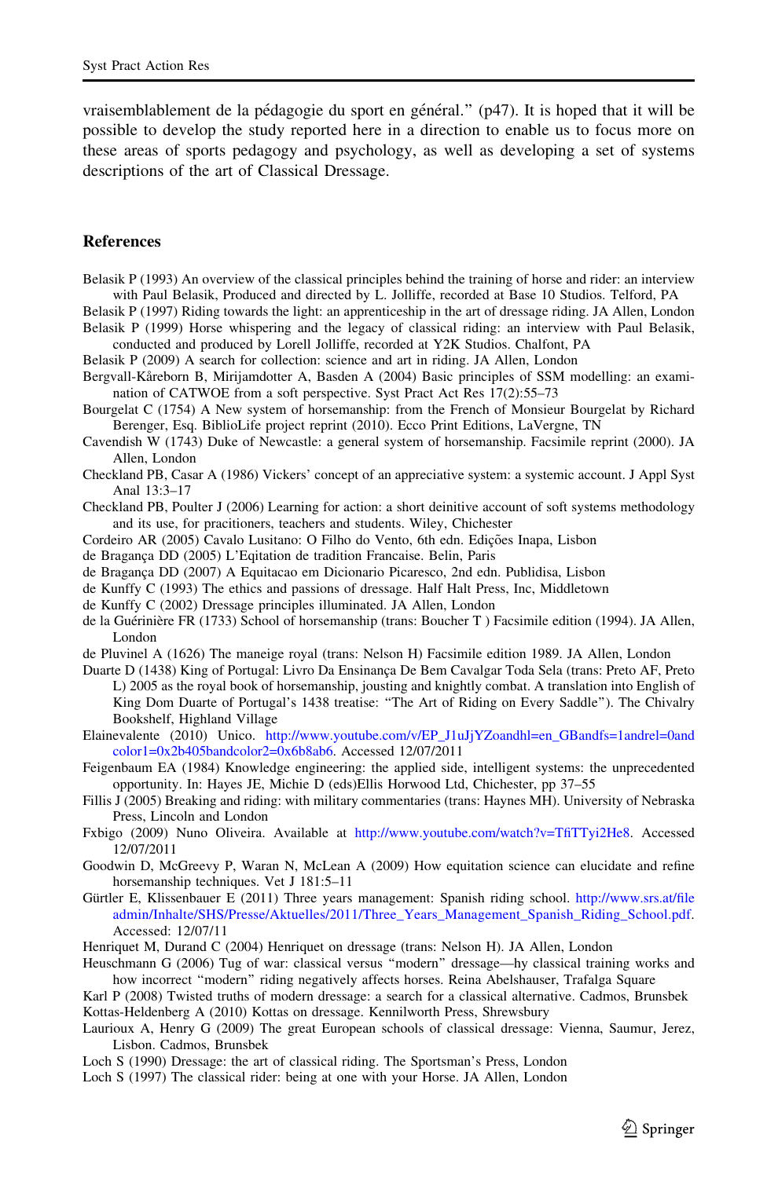vraisemblablement de la pédagogie du sport en général." (p47). It is hoped that it will be possible to develop the study reported here in a direction to enable us to focus more on these areas of sports pedagogy and psychology, as well as developing a set of systems descriptions of the art of Classical Dressage.

## References

Belasik P (1993) An overview of the classical principles behind the training of horse and rider: an interview with Paul Belasik, Produced and directed by L. Jolliffe, recorded at Base 10 Studios. Telford, PA

Belasik P (1997) Riding towards the light: an apprenticeship in the art of dressage riding. JA Allen, London

Belasik P (1999) Horse whispering and the legacy of classical riding: an interview with Paul Belasik, conducted and produced by Lorell Jolliffe, recorded at Y2K Studios. Chalfont, PA

Belasik P (2009) A search for collection: science and art in riding. JA Allen, London

Bergvall-Kåreborn B, Mirijamdotter A, Basden A (2004) Basic principles of SSM modelling: an examination of CATWOE from a soft perspective. Syst Pract Act Res 17(2):55–73

Bourgelat C (1754) A New system of horsemanship: from the French of Monsieur Bourgelat by Richard Berenger, Esq. BiblioLife project reprint (2010). Ecco Print Editions, LaVergne, TN

Cavendish W (1743) Duke of Newcastle: a general system of horsemanship. Facsimile reprint (2000). JA Allen, London

Checkland PB, Casar A (1986) Vickers' concept of an appreciative system: a systemic account. J Appl Syst Anal 13:3–17

Checkland PB, Poulter J (2006) Learning for action: a short deinitive account of soft systems methodology and its use, for pracitioners, teachers and students. Wiley, Chichester

Cordeiro AR (2005) Cavalo Lusitano: O Filho do Vento, 6th edn. Edições Inapa, Lisbon

de Bragança DD (2005) L'Eqitation de tradition Francaise. Belin, Paris

de Bragança DD (2007) A Equitacao em Dicionario Picaresco, 2nd edn. Publidisa, Lisbon

de Kunffy C (1993) The ethics and passions of dressage. Half Halt Press, Inc, Middletown

de Kunffy C (2002) Dressage principles illuminated. JA Allen, London

de la Guérinière FR (1733) School of horsemanship (trans: Boucher T ) Facsimile edition (1994). JA Allen, London

de Pluvinel A (1626) The maneige royal (trans: Nelson H) Facsimile edition 1989. JA Allen, London

Duarte D (1438) King of Portugal: Livro Da Ensinança De Bem Cavalgar Toda Sela (trans: Preto AF, Preto L) 2005 as the royal book of horsemanship, jousting and knightly combat. A translation into English of King Dom Duarte of Portugal's 1438 treatise: "The Art of Riding on Every Saddle"). The Chivalry Bookshelf, Highland Village

Elainevalente (2010) Unico. http://www.youtube.com/v/EP_J1uJjYZoandhl=en_GBandfs=1andrel=0andcolor1=0x2b405bandcolor2=0x6b8ab6. Accessed 12/07/2011

Feigenbaum EA (1984) Knowledge engineering: the applied side, intelligent systems: the unprecedented opportunity. In: Hayes JE, Michie D (eds)Ellis Horwood Ltd, Chichester, pp 37–55

Fillis J (2005) Breaking and riding: with military commentaries (trans: Haynes MH). University of Nebraska Press, Lincoln and London

Fxbigo (2009) Nuno Oliveira. Available at http://www.youtube.com/watch?v=TfiTTyi2He8. Accessed 12/07/2011

Goodwin D, McGreevy P, Waran N, McLean A (2009) How equitation science can elucidate and refine horsemanship techniques. Vet J 181:5–11

Gürtler E, Klissenbauer E (2011) Three years management: Spanish riding school. http://www.srs.at/fileadmin/Inhalte/SHS/Presse/Aktuelles/2011/Three_Years_Management_Spanish_Riding_School.pdf. Accessed: 12/07/11

Henriquet M, Durand C (2004) Henriquet on dressage (trans: Nelson H). JA Allen, London

Heuschmann G (2006) Tug of war: classical versus "modern" dressage—hy classical training works and how incorrect "modern" riding negatively affects horses. Reina Abelshauser, Trafalga Square

Karl P (2008) Twisted truths of modern dressage: a search for a classical alternative. Cadmos, Brunsbek

Kottas-Heldenberg A (2010) Kottas on dressage. Kennilworth Press, Shrewsbury

Laurioux A, Henry G (2009) The great European schools of classical dressage: Vienna, Saumur, Jerez, Lisbon. Cadmos, Brunsbek

Loch S (1990) Dressage: the art of classical riding. The Sportsman's Press, London

Loch S (1997) The classical rider: being at one with your Horse. JA Allen, London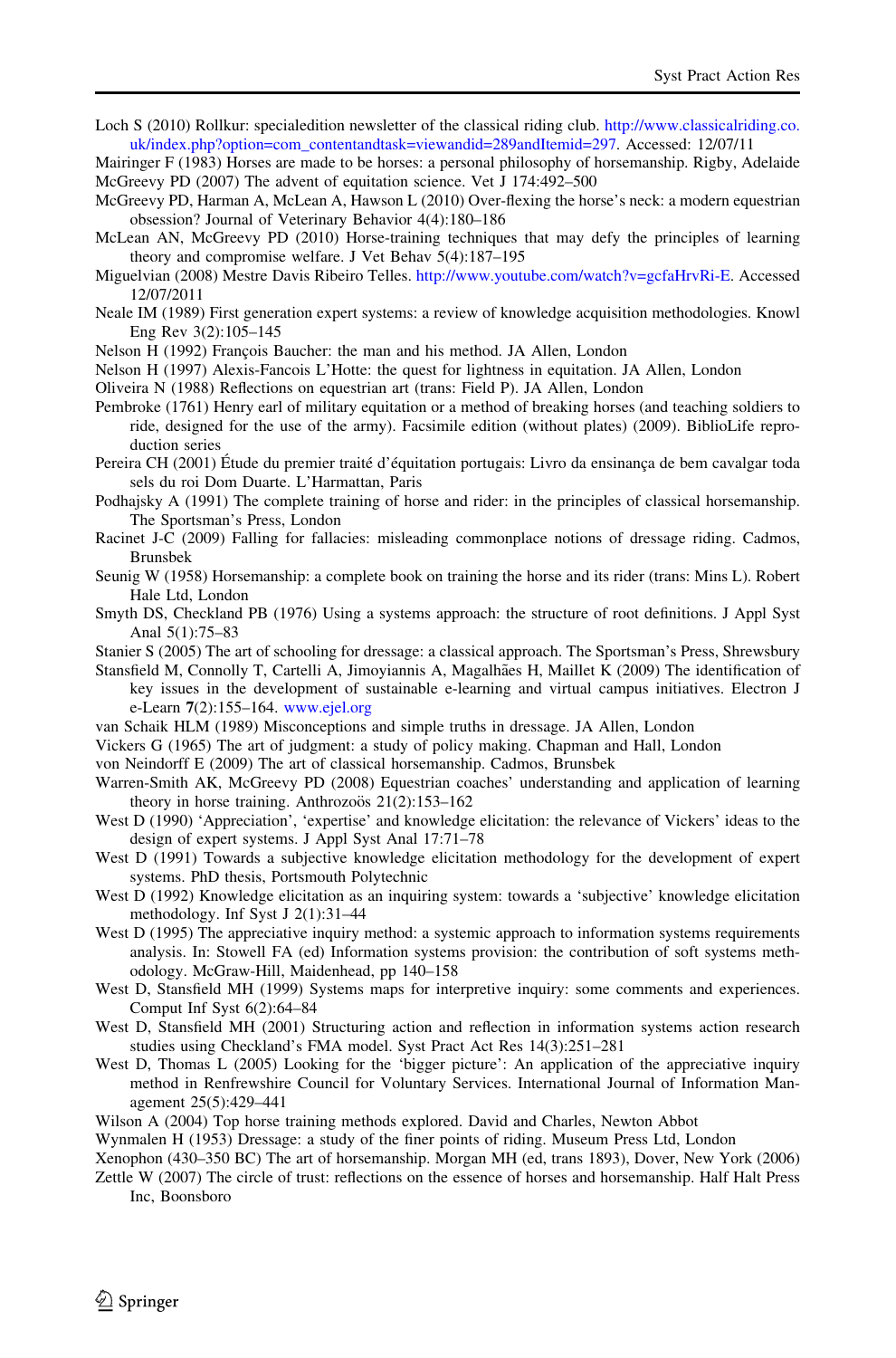Loch S (2010) Rollkur: specialedition newsletter of the classical riding club. http://www.classicalriding.co.uk/index.php?option=com_contentandtask=viewandid=289andItemid=297. Accessed: 12/07/11

Mairinger F (1983) Horses are made to be horses: a personal philosophy of horsemanship. Rigby, Adelaide

McGreevy PD (2007) The advent of equitation science. Vet J 174:492–500

McGreevy PD, Harman A, McLean A, Hawson L (2010) Over-flexing the horse's neck: a modern equestrian obsession? Journal of Veterinary Behavior 4(4):180–186

McLean AN, McGreevy PD (2010) Horse-training techniques that may defy the principles of learning theory and compromise welfare. J Vet Behav 5(4):187–195

Miguelvian (2008) Mestre Davis Ribeiro Telles. http://www.youtube.com/watch?v=gcfaHrvRi-E. Accessed 12/07/2011

Neale IM (1989) First generation expert systems: a review of knowledge acquisition methodologies. Knowl Eng Rev 3(2):105–145

Nelson H (1992) François Baucher: the man and his method. JA Allen, London

Nelson H (1997) Alexis-Fancois L'Hotte: the quest for lightness in equitation. JA Allen, London

Oliveira N (1988) Reflections on equestrian art (trans: Field P). JA Allen, London

Pembroke (1761) Henry earl of military equitation or a method of breaking horses (and teaching soldiers to ride, designed for the use of the army). Facsimile edition (without plates) (2009). BiblioLife reproduction series

Pereira CH (2001) Étude du premier traité d'équitation portugais: Livro da ensinança de bem cavalgar toda sels du roi Dom Duarte. L'Harmattan, Paris

Podhajsky A (1991) The complete training of horse and rider: in the principles of classical horsemanship. The Sportsman's Press, London

Racinet J-C (2009) Falling for fallacies: misleading commonplace notions of dressage riding. Cadmos, Brunsbek

Seunig W (1958) Horsemanship: a complete book on training the horse and its rider (trans: Mins L). Robert Hale Ltd, London

Smyth DS, Checkland PB (1976) Using a systems approach: the structure of root definitions. J Appl Syst Anal 5(1):75–83

Stanier S (2005) The art of schooling for dressage: a classical approach. The Sportsman's Press, Shrewsbury

Stansfield M, Connolly T, Cartelli A, Jimoyiannis A, Magalhães H, Maillet K (2009) The identification of key issues in the development of sustainable e-learning and virtual campus initiatives. Electron J e-Learn **7**(2):155–164. www.ejel.org

van Schaik HLM (1989) Misconceptions and simple truths in dressage. JA Allen, London

Vickers G (1965) The art of judgment: a study of policy making. Chapman and Hall, London

von Neindorff E (2009) The art of classical horsemanship. Cadmos, Brunsbek

Warren-Smith AK, McGreevy PD (2008) Equestrian coaches' understanding and application of learning theory in horse training. Anthrozoös 21(2):153–162

West D (1990) 'Appreciation', 'expertise' and knowledge elicitation: the relevance of Vickers' ideas to the design of expert systems. J Appl Syst Anal 17:71–78

West D (1991) Towards a subjective knowledge elicitation methodology for the development of expert systems. PhD thesis, Portsmouth Polytechnic

West D (1992) Knowledge elicitation as an inquiring system: towards a 'subjective' knowledge elicitation methodology. Inf Syst J 2(1):31–44

West D (1995) The appreciative inquiry method: a systemic approach to information systems requirements analysis. In: Stowell FA (ed) Information systems provision: the contribution of soft systems methodology. McGraw-Hill, Maidenhead, pp 140–158

West D, Stansfield MH (1999) Systems maps for interpretive inquiry: some comments and experiences. Comput Inf Syst 6(2):64–84

West D, Stansfield MH (2001) Structuring action and reflection in information systems action research studies using Checkland's FMA model. Syst Pract Act Res 14(3):251–281

West D, Thomas L (2005) Looking for the 'bigger picture': An application of the appreciative inquiry method in Renfrewshire Council for Voluntary Services. International Journal of Information Management 25(5):429–441

Wilson A (2004) Top horse training methods explored. David and Charles, Newton Abbot

Wynmalen H (1953) Dressage: a study of the finer points of riding. Museum Press Ltd, London

Xenophon (430–350 BC) The art of horsemanship. Morgan MH (ed, trans 1893), Dover, New York (2006)

Zettle W (2007) The circle of trust: reflections on the essence of horses and horsemanship. Half Halt Press Inc, Boonsboro